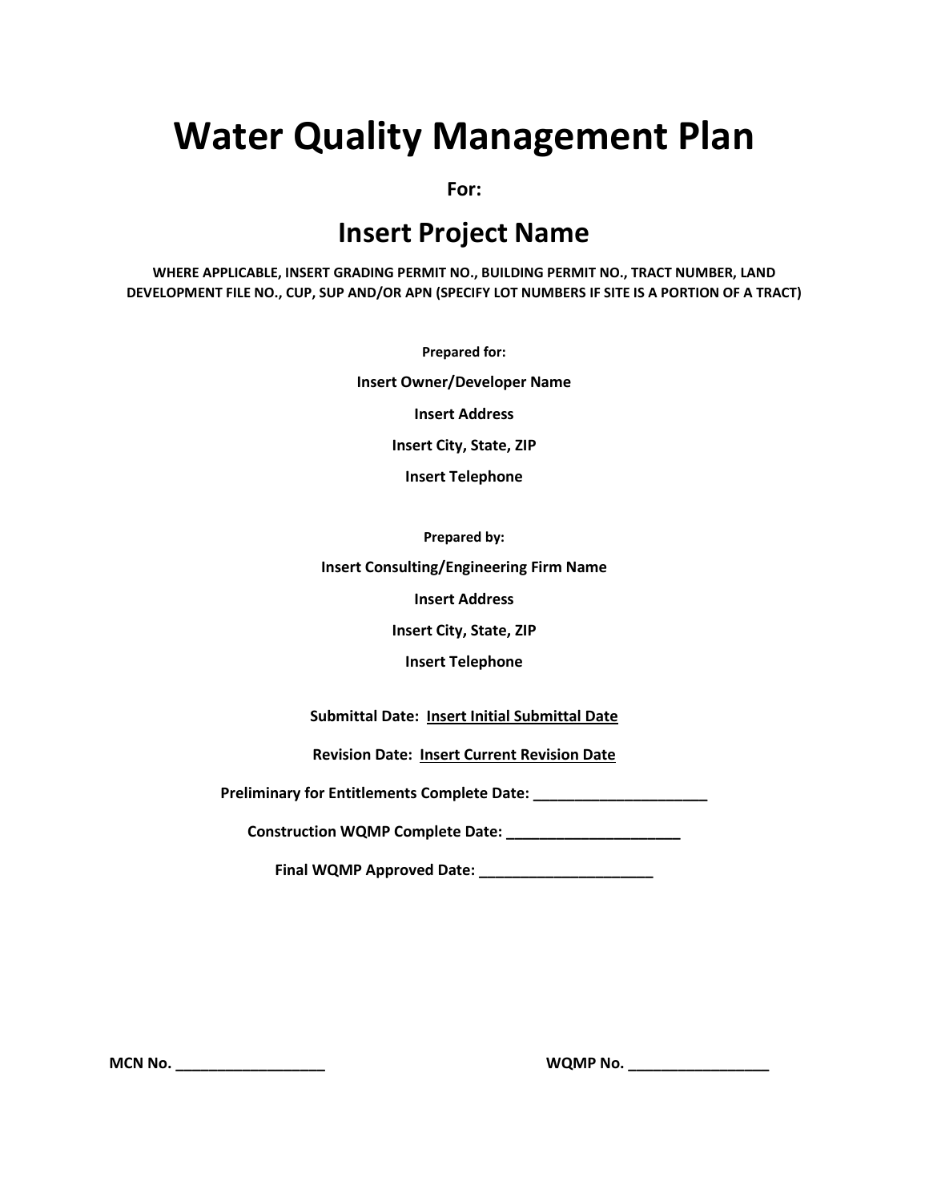# Water Quality Management Plan

**For:**

## Insert Project Name

**WHERE APPLICABLE, INSERT GRADING PERMIT NO., BUILDING PERMIT NO., TRACT NUMBER, LAND DEVELOPMENT FILE NO., CUP, SUP AND/OR APN (SPECIFY LOT NUMBERS IF SITE IS A PORTION OF A TRACT)**

**Prepared for:**

**Insert Owner/Developer Name**

**Insert Address**

**Insert City, State, ZIP**

**Insert Telephone**

**Prepared by:**

**Insert Consulting/Engineering Firm Name**

**Insert Address**

**Insert City, State, ZIP**

**Insert Telephone**

**Submittal Date: Insert Initial Submittal Date**

**Revision Date: Insert Current Revision Date**

**Preliminary for Entitlements Complete Date: _____________________**

**Construction WQMP Complete Date: _____________________**

**Final WQMP Approved Date: _____________________**

**MCN No. __________________** **WQMP No. _________________**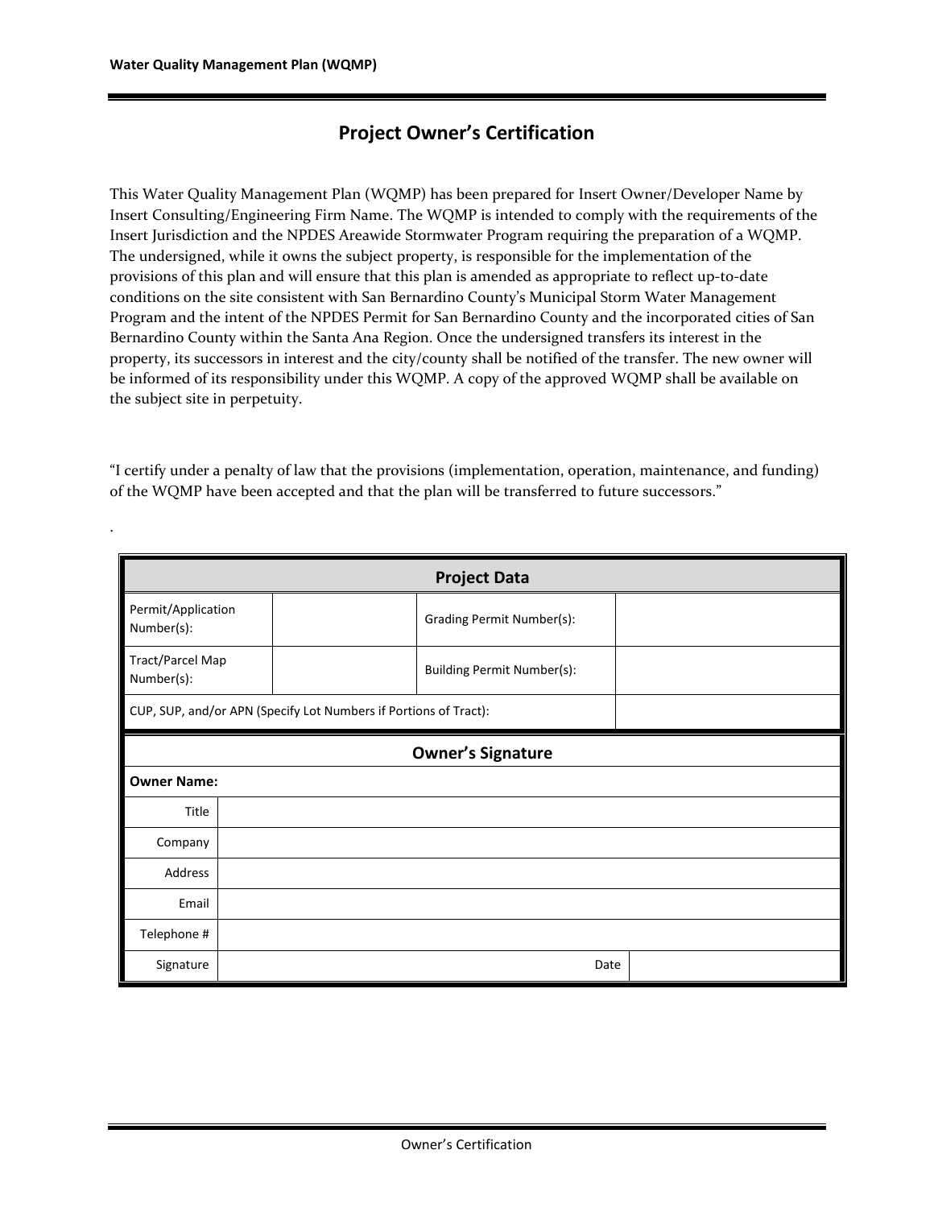# Project Owner's Certification

This Water Quality Management Plan (WQMP) has been prepared for Insert Owner/Developer Name by Insert Consulting/Engineering Firm Name. The WQMP is intended to comply with the requirements of the Insert Jurisdiction and the NPDES Areawide Stormwater Program requiring the preparation of a WQMP. The undersigned, while it owns the subject property, is responsible for the implementation of the provisions of this plan and will ensure that this plan is amended as appropriate to reflect up-to-date conditions on the site consistent with San Bernardino County's Municipal Storm Water Management Program and the intent of the NPDES Permit for San Bernardino County and the incorporated cities of San Bernardino County within the Santa Ana Region. Once the undersigned transfers its interest in the property, its successors in interest and the city/county shall be notified of the transfer. The new owner will be informed of its responsibility under this WQMP. A copy of the approved WQMP shall be available on the subject site in perpetuity.

"I certify under a penalty of law that the provisions (implementation, operation, maintenance, and funding) of the WQMP have been accepted and that the plan will be transferred to future successors."

.

| **Project Data** | | | |
|---|---|---|---|
| Permit/Application Number(s): | | Grading Permit Number(s): | |
| Tract/Parcel Map Number(s): | | Building Permit Number(s): | |
| CUP, SUP, and/or APN (Specify Lot Numbers if Portions of Tract): | | | |

| **Owner's Signature** | | | |
|---|---|---|---|
| **Owner Name:** | | | |
| Title | | | |
| Company | | | |
| Address | | | |
| Email | | | |
| Telephone # | | | |
| Signature | | Date | |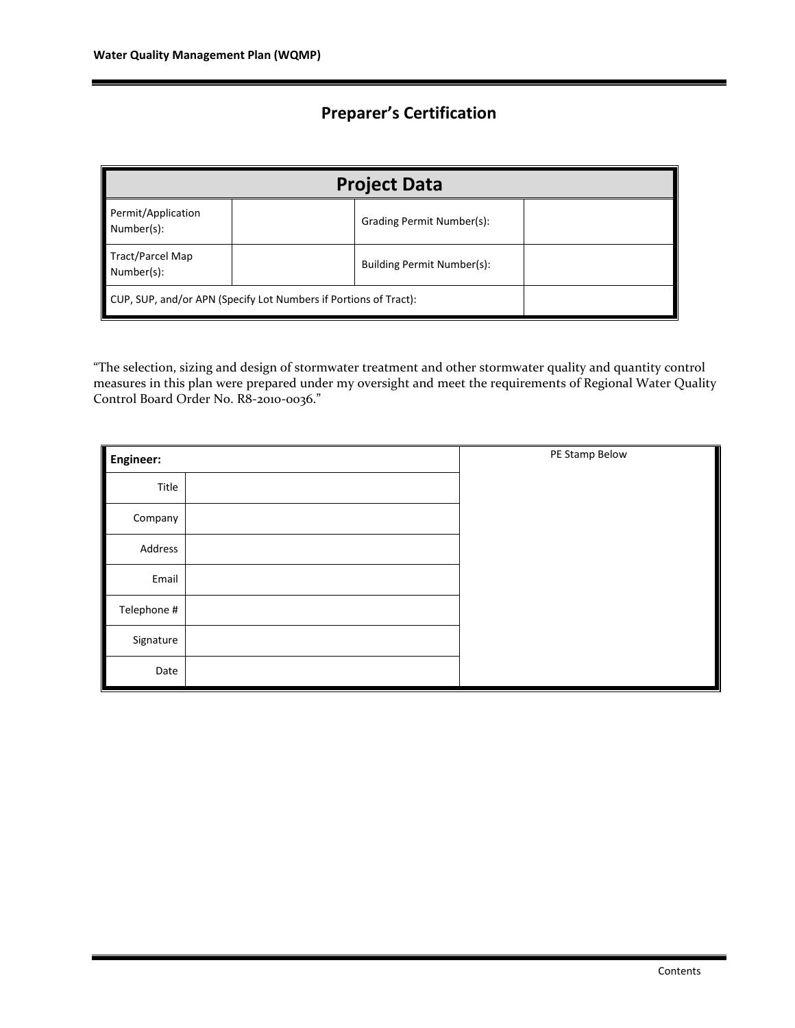## Preparer's Certification

| Project Data | | | |
|---|---|---|---|
| Permit/Application Number(s): | | Grading Permit Number(s): | |
| Tract/Parcel Map Number(s): | | Building Permit Number(s): | |
| CUP, SUP, and/or APN (Specify Lot Numbers if Portions of Tract): | | | |

"The selection, sizing and design of stormwater treatment and other stormwater quality and quantity control measures in this plan were prepared under my oversight and meet the requirements of Regional Water Quality Control Board Order No. R8-2010-0036."

| **Engineer:** | | PE Stamp Below |
|---|---|---|
| Title | | |
| Company | | |
| Address | | |
| Email | | |
| Telephone # | | |
| Signature | | |
| Date | | |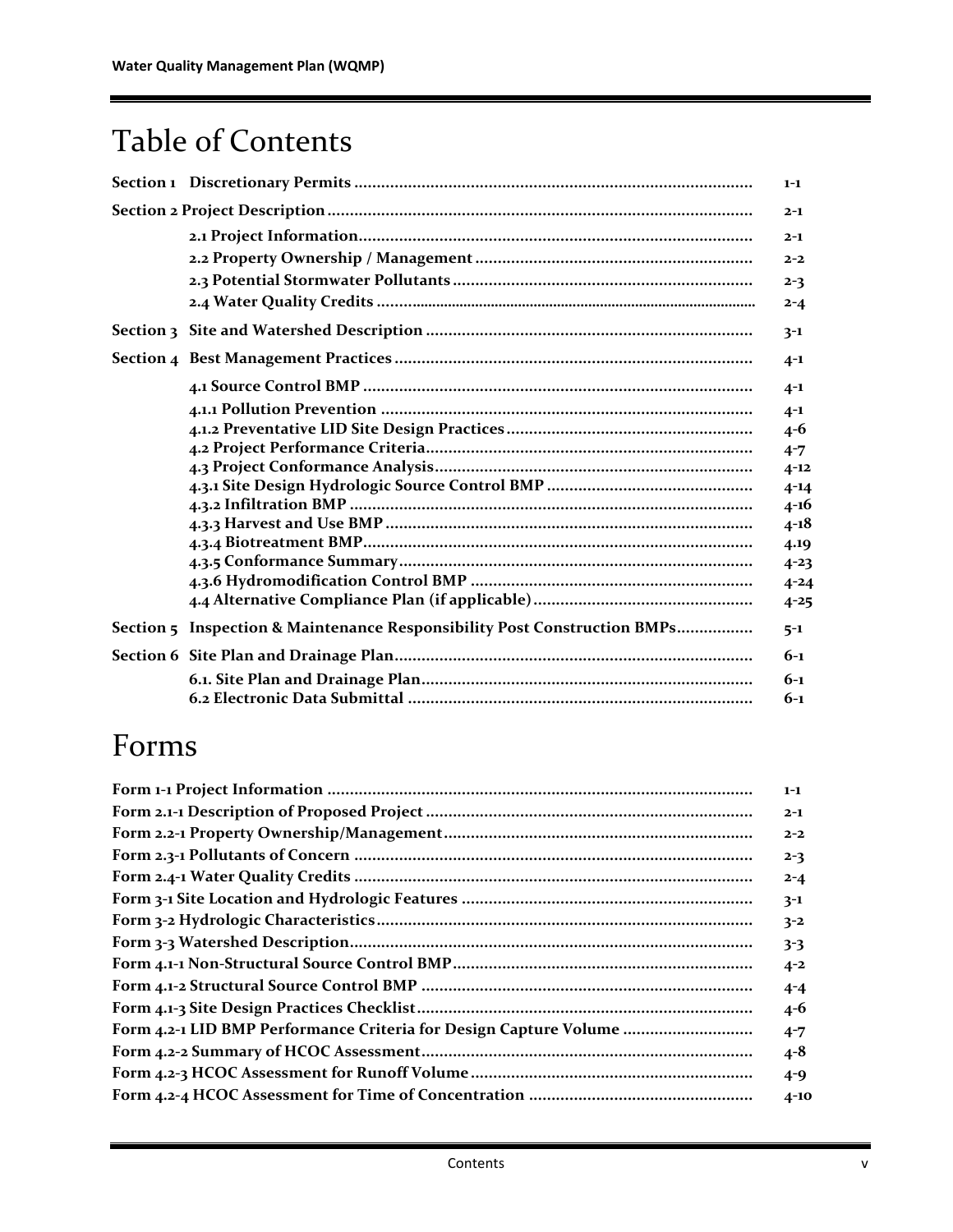# Table of Contents

| | |
|---|---|
| **Section 1 Discretionary Permits** | 1-1 |
| **Section 2 Project Description** | 2-1 |
| 2.1 Project Information | 2-1 |
| 2.2 Property Ownership / Management | 2-2 |
| 2.3 Potential Stormwater Pollutants | 2-3 |
| 2.4 Water Quality Credits | 2-4 |
| **Section 3 Site and Watershed Description** | 3-1 |
| **Section 4 Best Management Practices** | 4-1 |
| 4.1 Source Control BMP | 4-1 |
| 4.1.1 Pollution Prevention | 4-1 |
| 4.1.2 Preventative LID Site Design Practices | 4-6 |
| 4.2 Project Performance Criteria | 4-7 |
| 4.3 Project Conformance Analysis | 4-12 |
| 4.3.1 Site Design Hydrologic Source Control BMP | 4-14 |
| 4.3.2 Infiltration BMP | 4-16 |
| 4.3.3 Harvest and Use BMP | 4-18 |
| 4.3.4 Biotreatment BMP | 4.19 |
| 4.3.5 Conformance Summary | 4-23 |
| 4.3.6 Hydromodification Control BMP | 4-24 |
| 4.4 Alternative Compliance Plan (if applicable) | 4-25 |
| **Section 5 Inspection & Maintenance Responsibility Post Construction BMPs** | 5-1 |
| **Section 6 Site Plan and Drainage Plan** | 6-1 |
| 6.1. Site Plan and Drainage Plan | 6-1 |
| 6.2 Electronic Data Submittal | 6-1 |

# Forms

| | |
|---|---|
| Form 1-1 Project Information | 1-1 |
| Form 2.1-1 Description of Proposed Project | 2-1 |
| Form 2.2-1 Property Ownership/Management | 2-2 |
| Form 2.3-1 Pollutants of Concern | 2-3 |
| Form 2.4-1 Water Quality Credits | 2-4 |
| Form 3-1 Site Location and Hydrologic Features | 3-1 |
| Form 3-2 Hydrologic Characteristics | 3-2 |
| Form 3-3 Watershed Description | 3-3 |
| Form 4.1-1 Non-Structural Source Control BMP | 4-2 |
| Form 4.1-2 Structural Source Control BMP | 4-4 |
| Form 4.1-3 Site Design Practices Checklist | 4-6 |
| Form 4.2-1 LID BMP Performance Criteria for Design Capture Volume | 4-7 |
| Form 4.2-2 Summary of HCOC Assessment | 4-8 |
| Form 4.2-3 HCOC Assessment for Runoff Volume | 4-9 |
| Form 4.2-4 HCOC Assessment for Time of Concentration | 4-10 |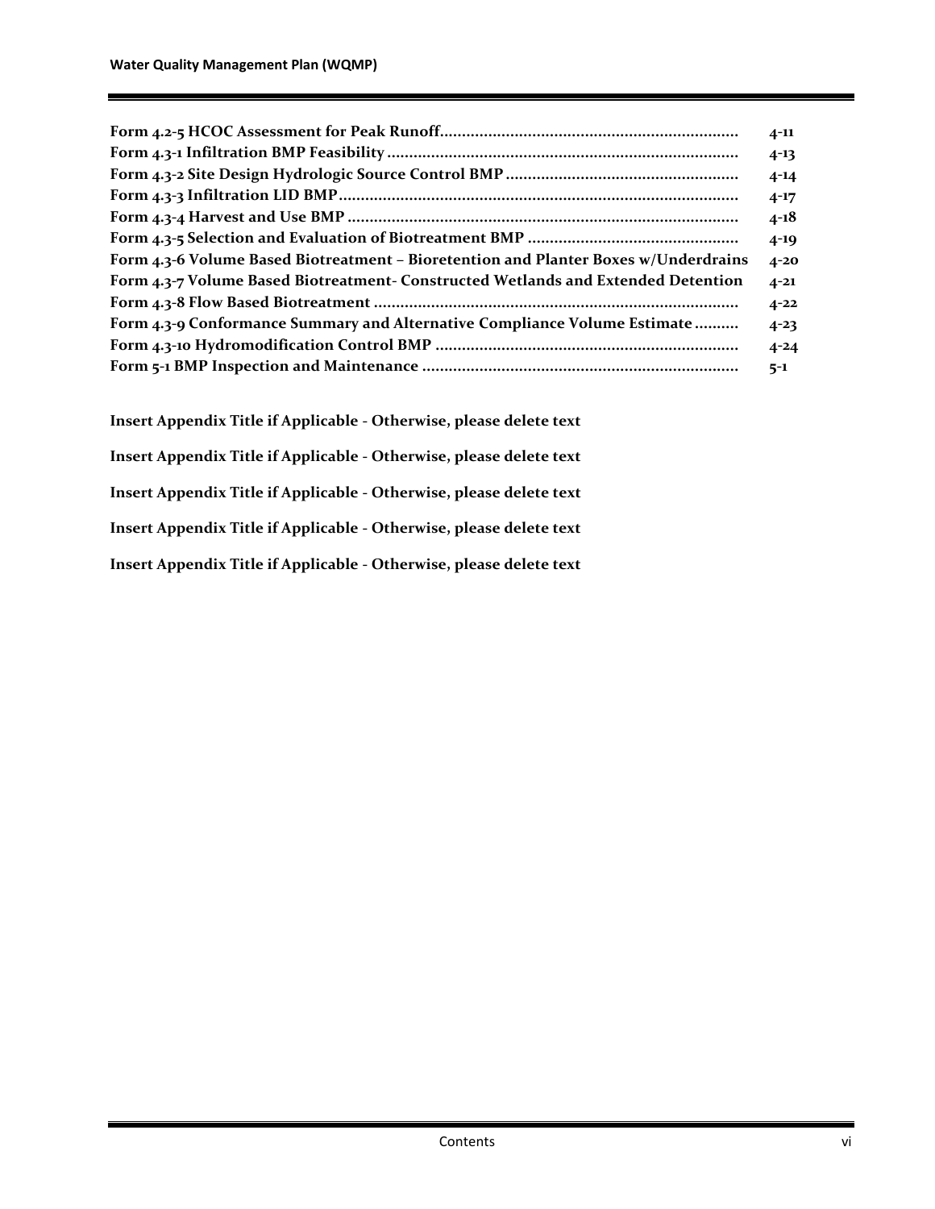| | |
|---|---|
| **Form 4.2-5 HCOC Assessment for Peak Runoff** | **4-11** |
| **Form 4.3-1 Infiltration BMP Feasibility** | **4-13** |
| **Form 4.3-2 Site Design Hydrologic Source Control BMP** | **4-14** |
| **Form 4.3-3 Infiltration LID BMP** | **4-17** |
| **Form 4.3-4 Harvest and Use BMP** | **4-18** |
| **Form 4.3-5 Selection and Evaluation of Biotreatment BMP** | **4-19** |
| **Form 4.3-6 Volume Based Biotreatment – Bioretention and Planter Boxes w/Underdrains** | **4-20** |
| **Form 4.3-7 Volume Based Biotreatment- Constructed Wetlands and Extended Detention** | **4-21** |
| **Form 4.3-8 Flow Based Biotreatment** | **4-22** |
| **Form 4.3-9 Conformance Summary and Alternative Compliance Volume Estimate** | **4-23** |
| **Form 4.3-10 Hydromodification Control BMP** | **4-24** |
| **Form 5-1 BMP Inspection and Maintenance** | **5-1** |

**Insert Appendix Title if Applicable - Otherwise, please delete text**

**Insert Appendix Title if Applicable - Otherwise, please delete text**

**Insert Appendix Title if Applicable - Otherwise, please delete text**

**Insert Appendix Title if Applicable - Otherwise, please delete text**

**Insert Appendix Title if Applicable - Otherwise, please delete text**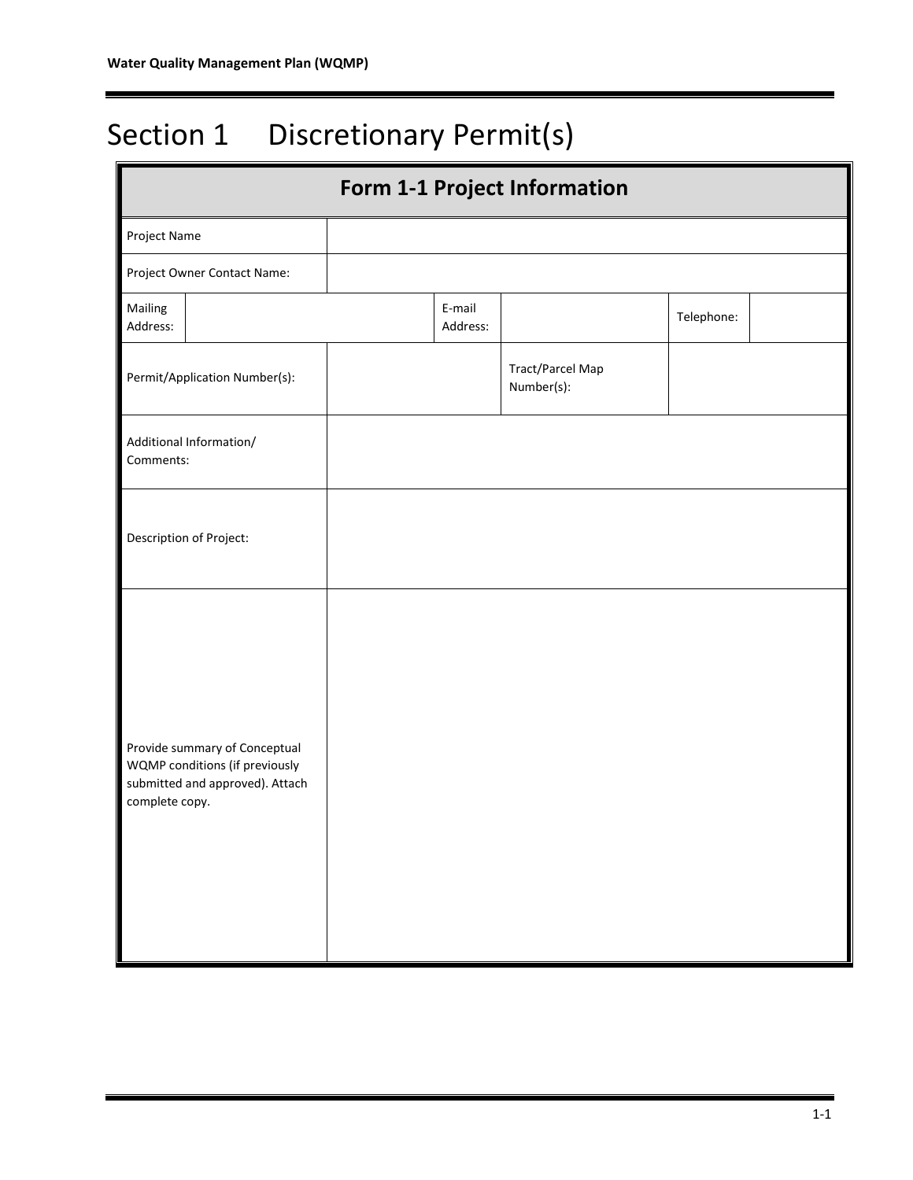# Section 1 Discretionary Permit(s)

| Form 1-1 Project Information | | | | | |
|---|---|---|---|---|---|
| Project Name | | | | | |
| Project Owner Contact Name: | | | | | |
| Mailing Address: | | E-mail Address: | | Telephone: | |
| Permit/Application Number(s): | | Tract/Parcel Map Number(s): | | | |
| Additional Information/ Comments: | | | | | |
| Description of Project: | | | | | |
| Provide summary of Conceptual WQMP conditions (if previously submitted and approved). Attach complete copy. | | | | | |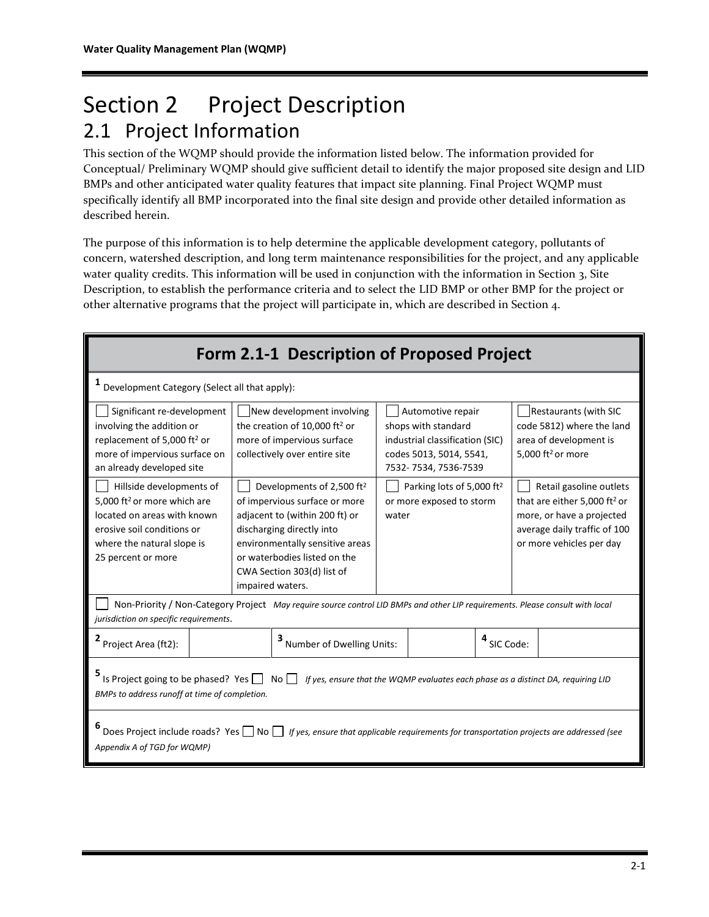# Section 2 Project Description

## 2.1 Project Information

This section of the WQMP should provide the information listed below. The information provided for Conceptual/ Preliminary WQMP should give sufficient detail to identify the major proposed site design and LID BMPs and other anticipated water quality features that impact site planning. Final Project WQMP must specifically identify all BMP incorporated into the final site design and provide other detailed information as described herein.

The purpose of this information is to help determine the applicable development category, pollutants of concern, watershed description, and long term maintenance responsibilities for the project, and any applicable water quality credits. This information will be used in conjunction with the information in Section 3, Site Description, to establish the performance criteria and to select the LID BMP or other BMP for the project or other alternative programs that the project will participate in, which are described in Section 4.

| **Form 2.1-1 Description of Proposed Project** | | | |
|---|---|---|---|
| **1** Development Category (Select all that apply): | | | |
| ☐ Significant re-development involving the addition or replacement of 5,000 ft² or more of impervious surface on an already developed site | ☐ New development involving the creation of 10,000 ft² or more of impervious surface collectively over entire site | ☐ Automotive repair shops with standard industrial classification (SIC) codes 5013, 5014, 5541, 7532- 7534, 7536-7539 | ☐ Restaurants (with SIC code 5812) where the land area of development is 5,000 ft² or more |
| ☐ Hillside developments of 5,000 ft² or more which are located on areas with known erosive soil conditions or where the natural slope is 25 percent or more | ☐ Developments of 2,500 ft² of impervious surface or more adjacent to (within 200 ft) or discharging directly into environmentally sensitive areas or waterbodies listed on the CWA Section 303(d) list of impaired waters. | ☐ Parking lots of 5,000 ft² or more exposed to storm water | ☐ Retail gasoline outlets that are either 5,000 ft² or more, or have a projected average daily traffic of 100 or more vehicles per day |
| ☐ Non-Priority / Non-Category Project *May require source control LID BMPs and other LIP requirements. Please consult with local jurisdiction on specific requirements*. | | | |

| **2** Project Area (ft2): | | **3** Number of Dwelling Units: | | **4** SIC Code: | |
|---|---|---|---|---|---|

**5** Is Project going to be phased? Yes ☐ No ☐ *If yes, ensure that the WQMP evaluates each phase as a distinct DA, requiring LID BMPs to address runoff at time of completion.*

**6** Does Project include roads? Yes ☐ No ☐ *If yes, ensure that applicable requirements for transportation projects are addressed (see Appendix A of TGD for WQMP)*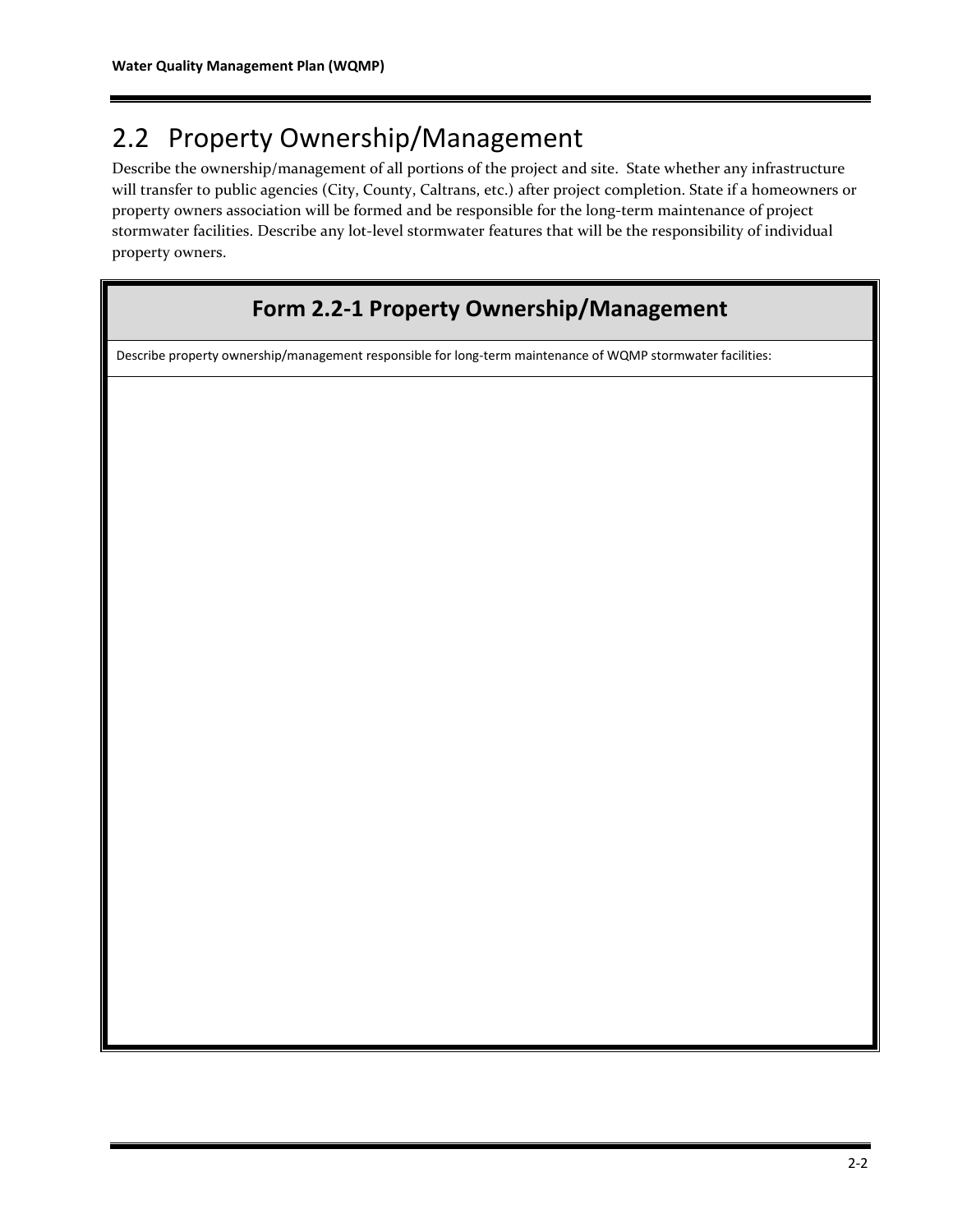## 2.2 Property Ownership/Management

Describe the ownership/management of all portions of the project and site. State whether any infrastructure will transfer to public agencies (City, County, Caltrans, etc.) after project completion. State if a homeowners or property owners association will be formed and be responsible for the long-term maintenance of project stormwater facilities. Describe any lot-level stormwater features that will be the responsibility of individual property owners.

| Form 2.2-1 Property Ownership/Management |
|---|
| Describe property ownership/management responsible for long-term maintenance of WQMP stormwater facilities: |
| |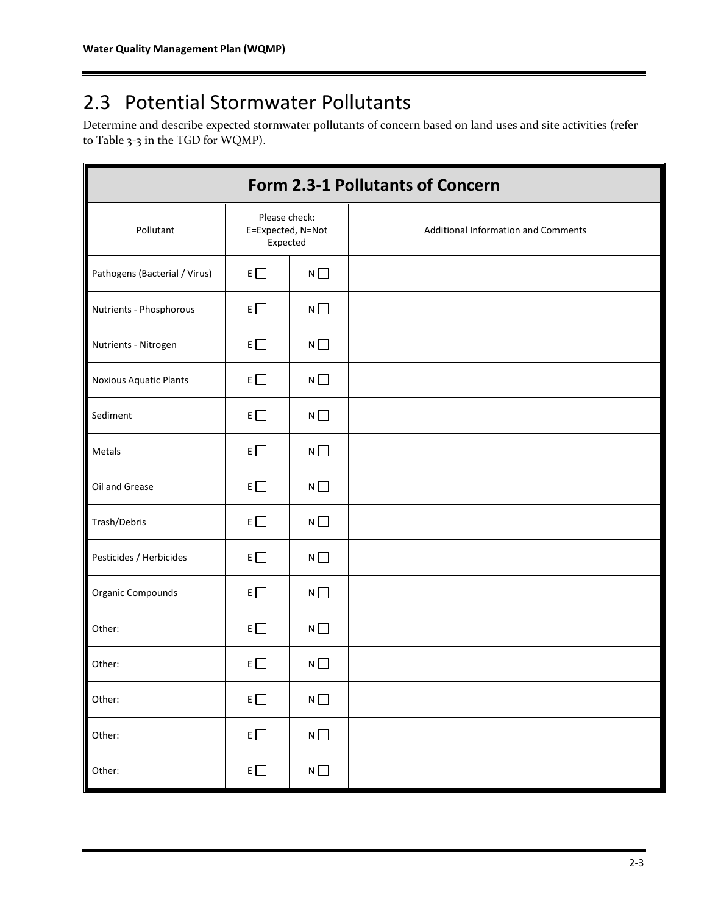## 2.3 Potential Stormwater Pollutants

Determine and describe expected stormwater pollutants of concern based on land uses and site activities (refer to Table 3-3 in the TGD for WQMP).

| Form 2.3-1 Pollutants of Concern | | | |
|---|---|---|---|
| Pollutant | Please check: E=Expected, N=Not Expected | | Additional Information and Comments |
| Pathogens (Bacterial / Virus) | E ☐ | N ☐ | |
| Nutrients - Phosphorous | E ☐ | N ☐ | |
| Nutrients - Nitrogen | E ☐ | N ☐ | |
| Noxious Aquatic Plants | E ☐ | N ☐ | |
| Sediment | E ☐ | N ☐ | |
| Metals | E ☐ | N ☐ | |
| Oil and Grease | E ☐ | N ☐ | |
| Trash/Debris | E ☐ | N ☐ | |
| Pesticides / Herbicides | E ☐ | N ☐ | |
| Organic Compounds | E ☐ | N ☐ | |
| Other: | E ☐ | N ☐ | |
| Other: | E ☐ | N ☐ | |
| Other: | E ☐ | N ☐ | |
| Other: | E ☐ | N ☐ | |
| Other: | E ☐ | N ☐ | |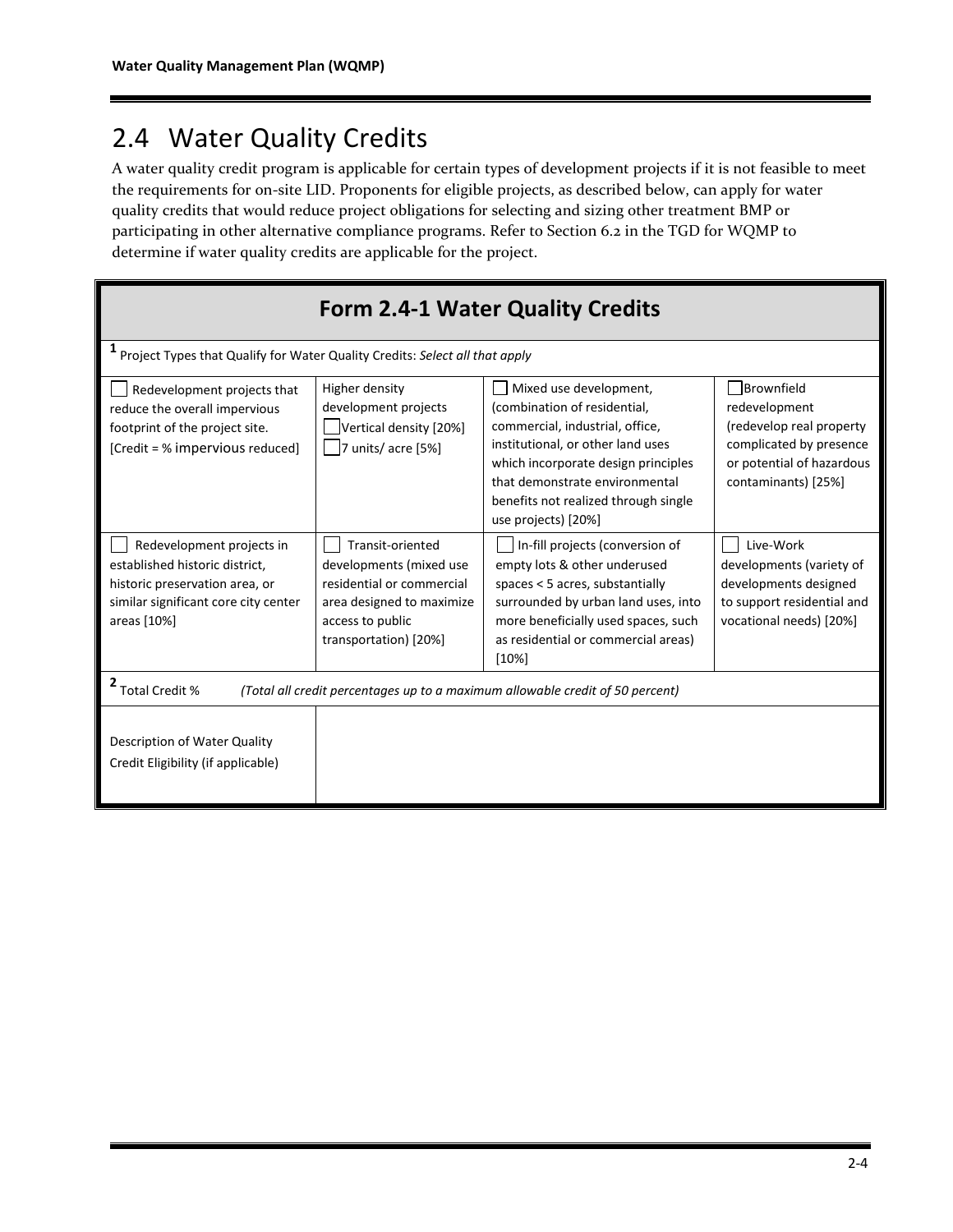## 2.4 Water Quality Credits

A water quality credit program is applicable for certain types of development projects if it is not feasible to meet the requirements for on-site LID. Proponents for eligible projects, as described below, can apply for water quality credits that would reduce project obligations for selecting and sizing other treatment BMP or participating in other alternative compliance programs. Refer to Section 6.2 in the TGD for WQMP to determine if water quality credits are applicable for the project.

| Form 2.4-1 Water Quality Credits | | | |
|---|---|---|---|
| [1] Project Types that Qualify for Water Quality Credits: *Select all that apply* | | | |
| ☐ Redevelopment projects that reduce the overall impervious footprint of the project site. [Credit = % impervious reduced] | Higher density development projects ☐ Vertical density [20%] ☐ 7 units/ acre [5%] | ☐ Mixed use development, (combination of residential, commercial, industrial, office, institutional, or other land uses which incorporate design principles that demonstrate environmental benefits not realized through single use projects) [20%] | ☐ Brownfield redevelopment (redevelop real property complicated by presence or potential of hazardous contaminants) [25%] |
| ☐ Redevelopment projects in established historic district, historic preservation area, or similar significant core city center areas [10%] | ☐ Transit-oriented developments (mixed use residential or commercial area designed to maximize access to public transportation) [20%] | ☐ In-fill projects (conversion of empty lots & other underused spaces < 5 acres, substantially surrounded by urban land uses, into more beneficially used spaces, such as residential or commercial areas) [10%] | ☐ Live-Work developments (variety of developments designed to support residential and vocational needs) [20%] |
| [2] Total Credit % *(Total all credit percentages up to a maximum allowable credit of 50 percent)* | | | |
| Description of Water Quality Credit Eligibility (if applicable) | | | |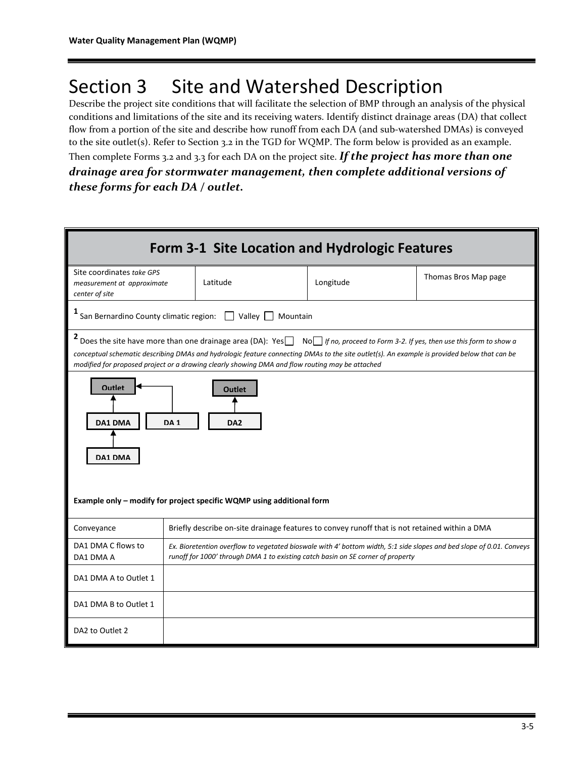# Section 3 Site and Watershed Description

Describe the project site conditions that will facilitate the selection of BMP through an analysis of the physical conditions and limitations of the site and its receiving waters. Identify distinct drainage areas (DA) that collect flow from a portion of the site and describe how runoff from each DA (and sub-watershed DMAs) is conveyed to the site outlet(s). Refer to Section 3.2 in the TGD for WQMP. The form below is provided as an example. Then complete Forms 3.2 and 3.3 for each DA on the project site. ***If the project has more than one drainage area for stormwater management, then complete additional versions of these forms for each DA / outlet.***

## Form 3-1 Site Location and Hydrologic Features

| Site coordinates *take GPS measurement at approximate center of site* | Latitude | Longitude | Thomas Bros Map page |
|---|---|---|---|

[1] San Bernardino County climatic region: ☐ Valley ☐ Mountain

[2] Does the site have more than one drainage area (DA): Yes ☐ No ☐ *If no, proceed to Form 3-2. If yes, then use this form to show a conceptual schematic describing DMAs and hydrologic feature connecting DMAs to the site outlet(s). An example is provided below that can be modified for proposed project or a drawing clearly showing DMA and flow routing may be attached*

Outlet ← DA1 DMA ← DA1 DMA; DA 1 → Outlet; DA2 → Outlet

**Example only – modify for project specific WQMP using additional form**

| Conveyance | Briefly describe on-site drainage features to convey runoff that is not retained within a DMA |
|---|---|
| DA1 DMA C flows to DA1 DMA A | *Ex. Bioretention overflow to vegetated bioswale with 4' bottom width, 5:1 side slopes and bed slope of 0.01. Conveys runoff for 1000' through DMA 1 to existing catch basin on SE corner of property* |
| DA1 DMA A to Outlet 1 | |
| DA1 DMA B to Outlet 1 | |
| DA2 to Outlet 2 | |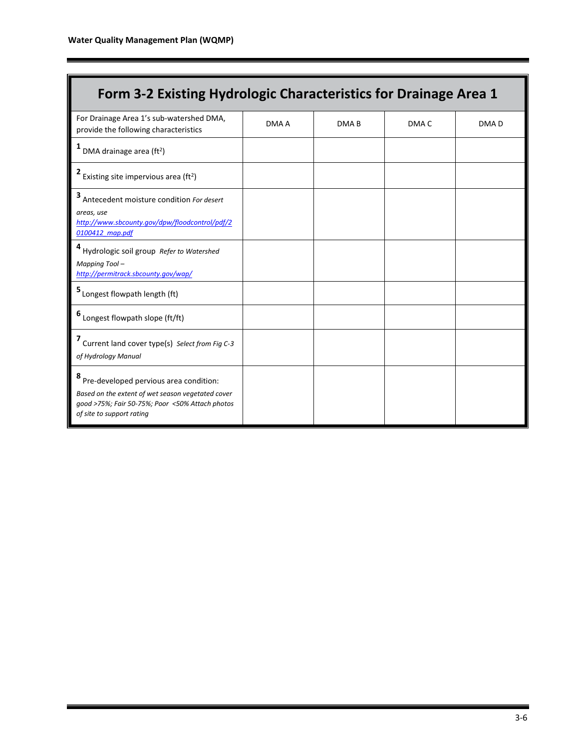# Form 3-2 Existing Hydrologic Characteristics for Drainage Area 1

| For Drainage Area 1's sub-watershed DMA, provide the following characteristics | DMA A | DMA B | DMA C | DMA D |
|---|---|---|---|---|
| [1] DMA drainage area ($ft^2$) | | | | |
| [2] Existing site impervious area ($ft^2$) | | | | |
| [3] Antecedent moisture condition *For desert areas, use http://www.sbcounty.gov/dpw/floodcontrol/pdf/20100412_map.pdf* | | | | |
| [4] Hydrologic soil group *Refer to Watershed Mapping Tool – http://permitrack.sbcounty.gov/wap/* | | | | |
| [5] Longest flowpath length (ft) | | | | |
| [6] Longest flowpath slope (ft/ft) | | | | |
| [7] Current land cover type(s) *Select from Fig C-3 of Hydrology Manual* | | | | |
| [8] Pre-developed pervious area condition: *Based on the extent of wet season vegetated cover good >75%; Fair 50-75%; Poor <50% Attach photos of site to support rating* | | | | |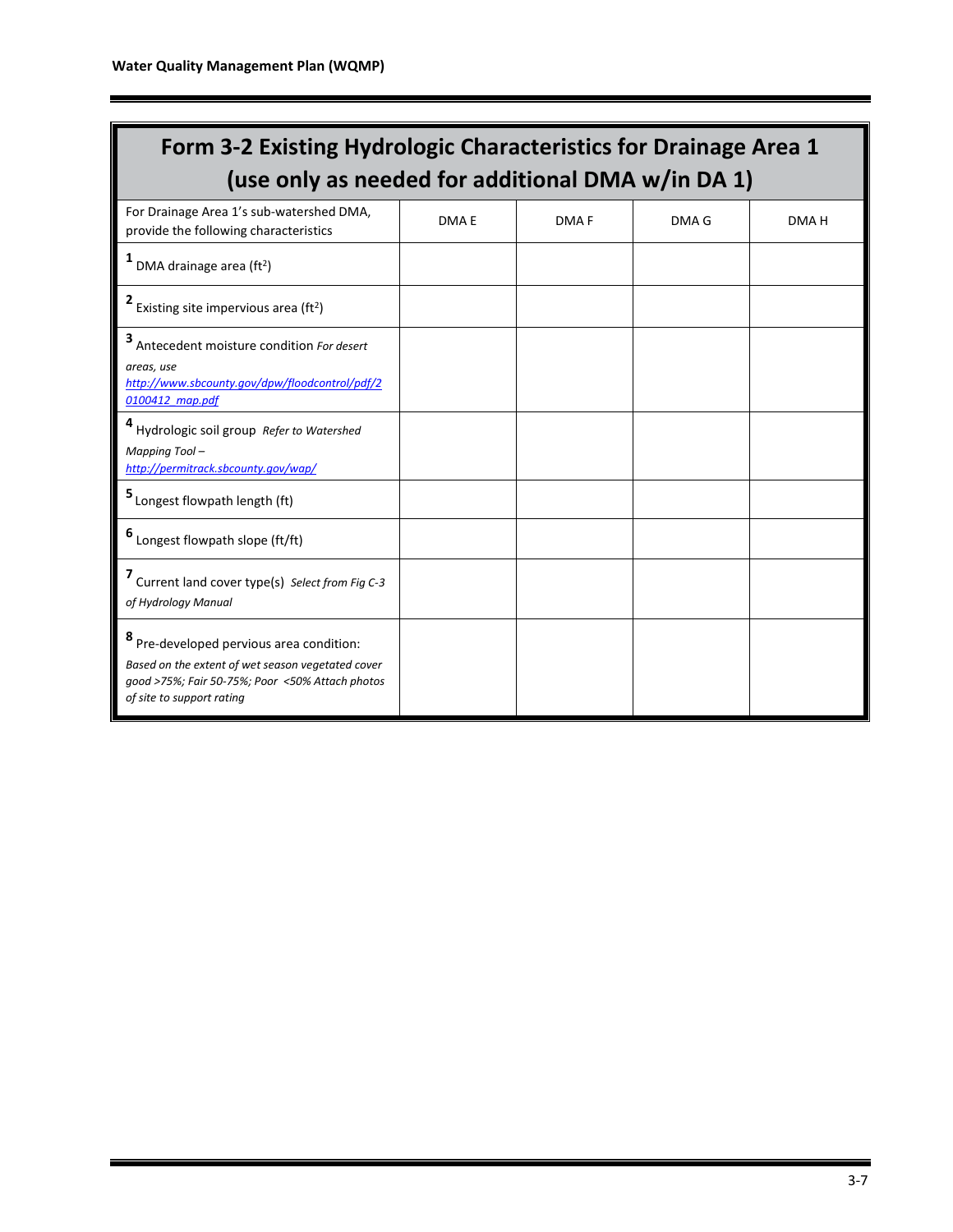# Form 3-2 Existing Hydrologic Characteristics for Drainage Area 1 (use only as needed for additional DMA w/in DA 1)

| For Drainage Area 1's sub-watershed DMA, provide the following characteristics | DMA E | DMA F | DMA G | DMA H |
|---|---|---|---|---|
| 1 DMA drainage area ($ft^2$) | | | | |
| 2 Existing site impervious area ($ft^2$) | | | | |
| 3 Antecedent moisture condition *For desert areas, use [http://www.sbcounty.gov/dpw/floodcontrol/pdf/20100412_map.pdf](http://www.sbcounty.gov/dpw/floodcontrol/pdf/20100412_map.pdf)* | | | | |
| 4 Hydrologic soil group *Refer to Watershed Mapping Tool – [http://permitrack.sbcounty.gov/wap/](http://permitrack.sbcounty.gov/wap/)* | | | | |
| 5 Longest flowpath length (ft) | | | | |
| 6 Longest flowpath slope (ft/ft) | | | | |
| 7 Current land cover type(s) *Select from Fig C-3 of Hydrology Manual* | | | | |
| 8 Pre-developed pervious area condition: *Based on the extent of wet season vegetated cover good >75%; Fair 50-75%; Poor <50% Attach photos of site to support rating* | | | | |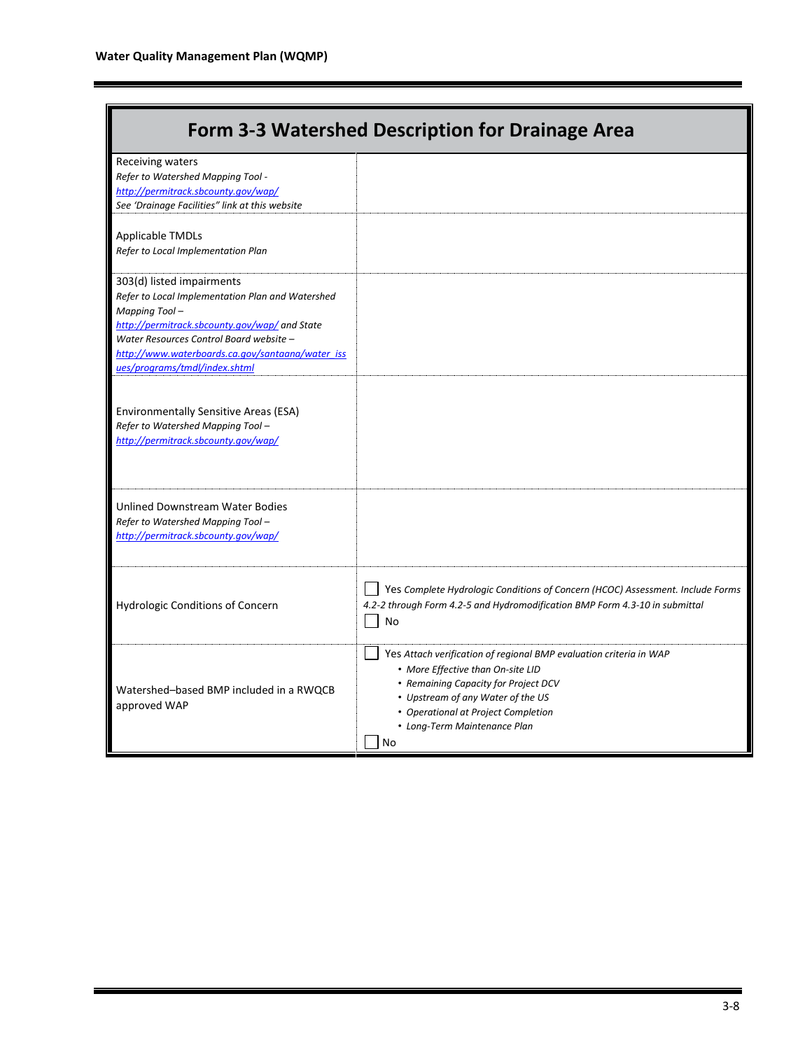## Form 3-3 Watershed Description for Drainage Area

| Form 3-3 Watershed Description for Drainage Area | |
|---|---|
| Receiving waters<br>*Refer to Watershed Mapping Tool -*<br>*http://permitrack.sbcounty.gov/wap/*<br>*See 'Drainage Facilities" link at this website* | |
| Applicable TMDLs<br>*Refer to Local Implementation Plan* | |
| 303(d) listed impairments<br>*Refer to Local Implementation Plan and Watershed Mapping Tool –*<br>*http://permitrack.sbcounty.gov/wap/ and State Water Resources Control Board website –*<br>*http://www.waterboards.ca.gov/santaana/water_issues/programs/tmdl/index.shtml* | |
| Environmentally Sensitive Areas (ESA)<br>*Refer to Watershed Mapping Tool –*<br>*http://permitrack.sbcounty.gov/wap/* | |
| Unlined Downstream Water Bodies<br>*Refer to Watershed Mapping Tool –*<br>*http://permitrack.sbcounty.gov/wap/* | |
| Hydrologic Conditions of Concern | ☐ Yes *Complete Hydrologic Conditions of Concern (HCOC) Assessment. Include Forms 4.2-2 through Form 4.2-5 and Hydromodification BMP Form 4.3-10 in submittal*<br>☐ No |
| Watershed–based BMP included in a RWQCB approved WAP | ☐ Yes *Attach verification of regional BMP evaluation criteria in WAP*<br>• *More Effective than On-site LID*<br>• *Remaining Capacity for Project DCV*<br>• *Upstream of any Water of the US*<br>• *Operational at Project Completion*<br>• *Long-Term Maintenance Plan*<br>☐ No |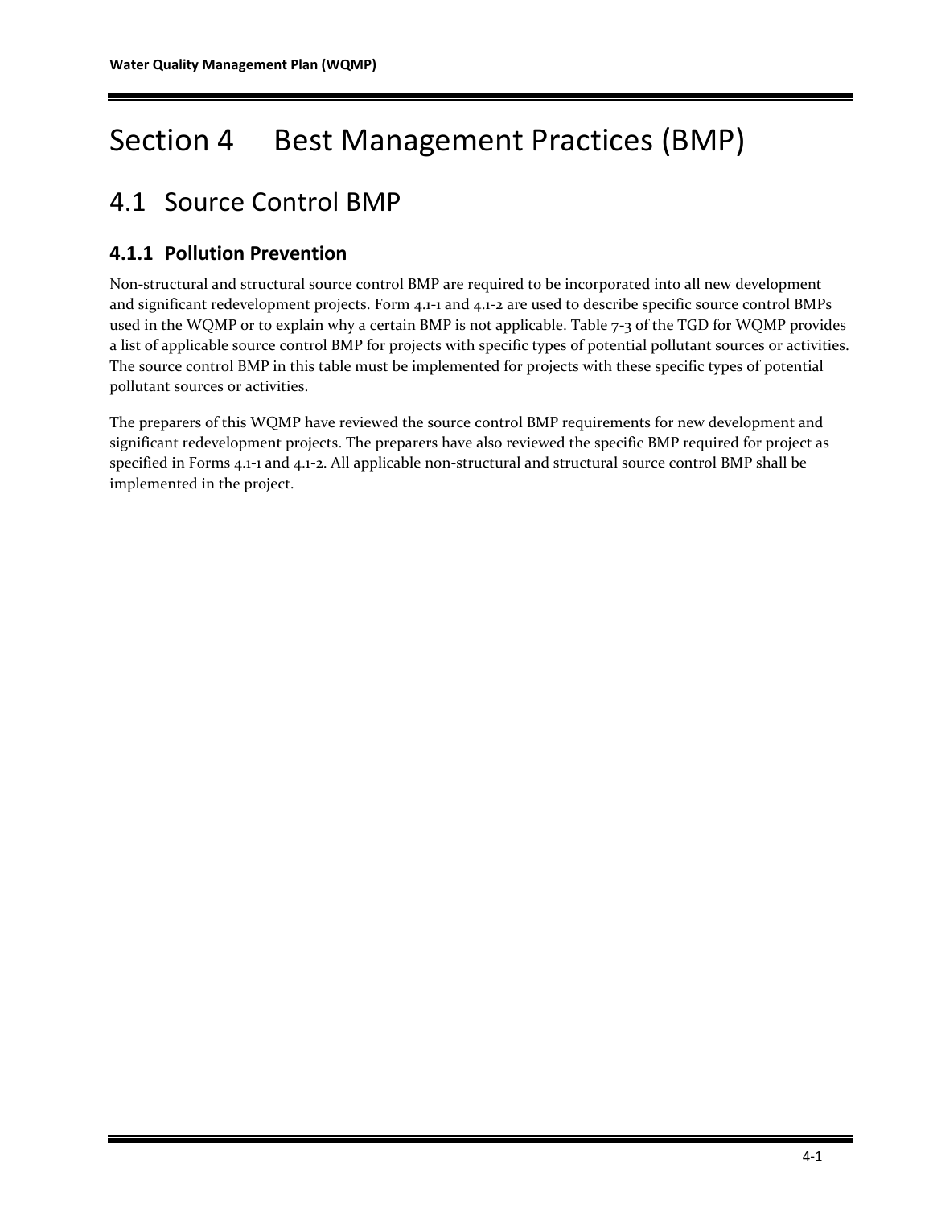# Section 4 Best Management Practices (BMP)

## 4.1 Source Control BMP

### 4.1.1 Pollution Prevention

Non-structural and structural source control BMP are required to be incorporated into all new development and significant redevelopment projects. Form 4.1-1 and 4.1-2 are used to describe specific source control BMPs used in the WQMP or to explain why a certain BMP is not applicable. Table 7-3 of the TGD for WQMP provides a list of applicable source control BMP for projects with specific types of potential pollutant sources or activities. The source control BMP in this table must be implemented for projects with these specific types of potential pollutant sources or activities.

The preparers of this WQMP have reviewed the source control BMP requirements for new development and significant redevelopment projects. The preparers have also reviewed the specific BMP required for project as specified in Forms 4.1-1 and 4.1-2. All applicable non-structural and structural source control BMP shall be implemented in the project.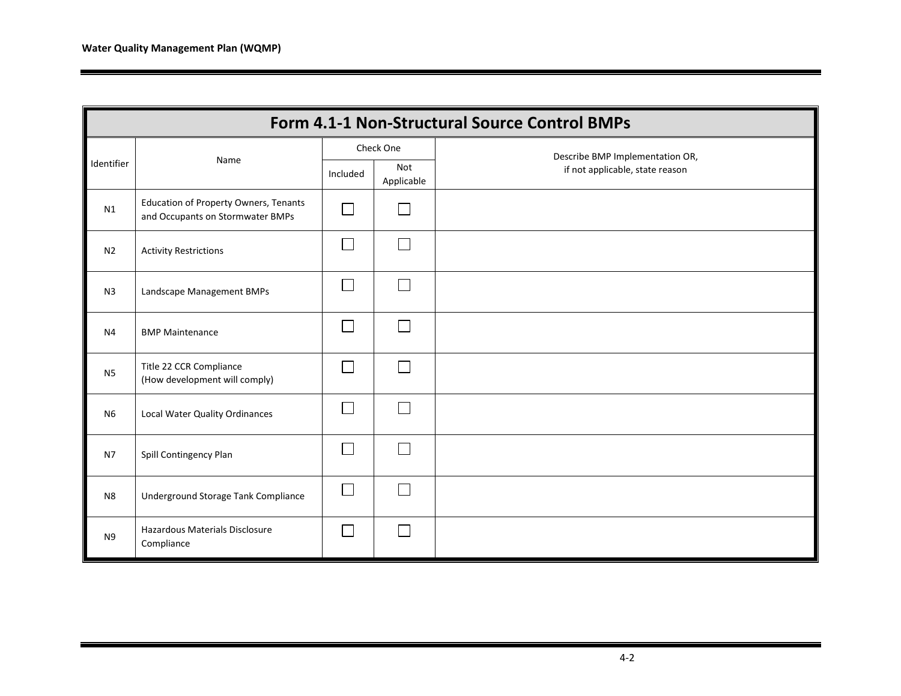## Form 4.1-1 Non-Structural Source Control BMPs

| Identifier | Name | Check One | | Describe BMP Implementation OR, if not applicable, state reason |
|---|---|---|---|---|
| | | Included | Not Applicable | |
| N1 | Education of Property Owners, Tenants and Occupants on Stormwater BMPs | ☐ | ☐ | |
| N2 | Activity Restrictions | ☐ | ☐ | |
| N3 | Landscape Management BMPs | ☐ | ☐ | |
| N4 | BMP Maintenance | ☐ | ☐ | |
| N5 | Title 22 CCR Compliance (How development will comply) | ☐ | ☐ | |
| N6 | Local Water Quality Ordinances | ☐ | ☐ | |
| N7 | Spill Contingency Plan | ☐ | ☐ | |
| N8 | Underground Storage Tank Compliance | ☐ | ☐ | |
| N9 | Hazardous Materials Disclosure Compliance | ☐ | ☐ | |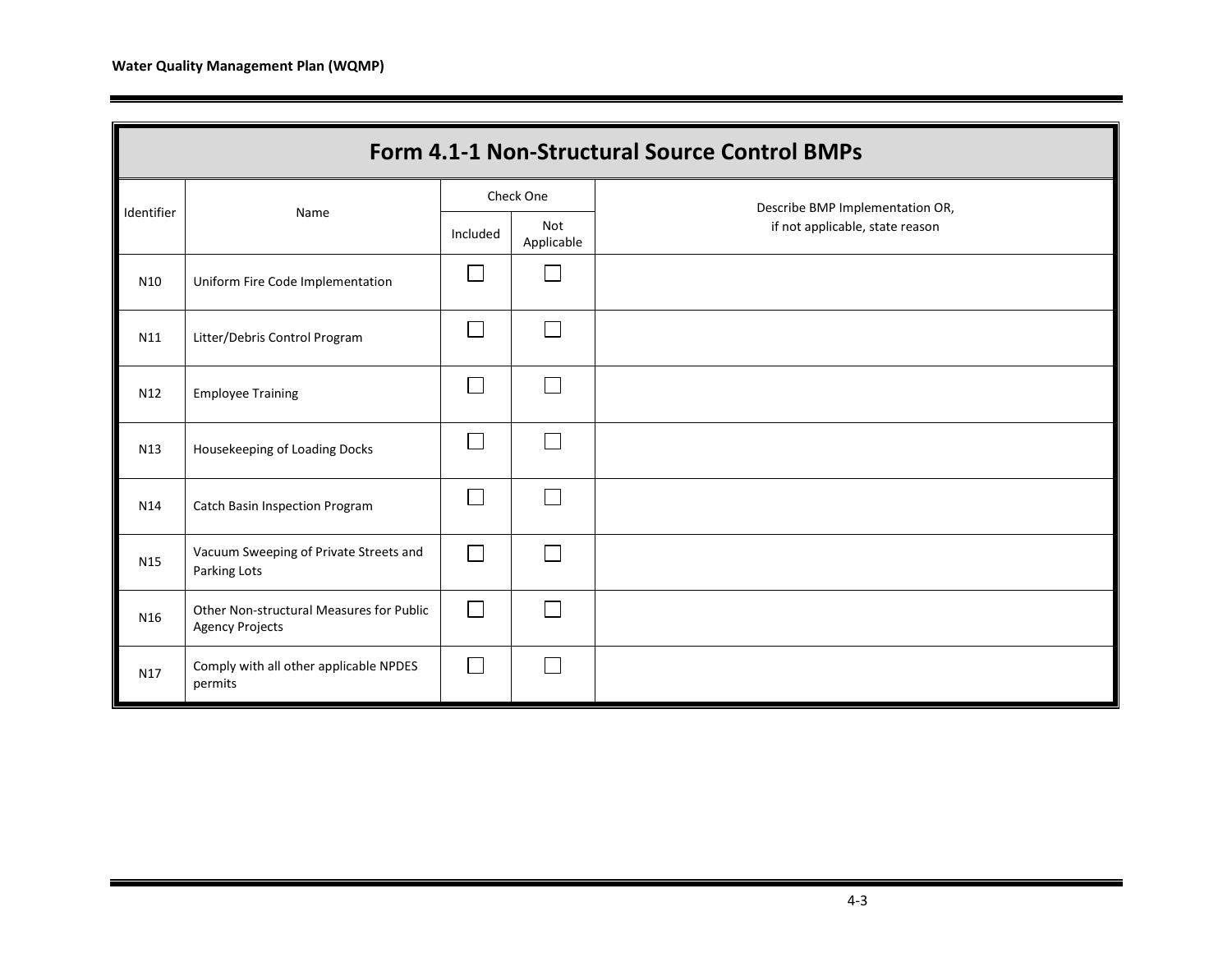# Form 4.1-1 Non-Structural Source Control BMPs

| Identifier | Name | Check One | | Describe BMP Implementation OR, if not applicable, state reason |
|---|---|---|---|---|
| | | Included | Not Applicable | |
| N10 | Uniform Fire Code Implementation | ☐ | ☐ | |
| N11 | Litter/Debris Control Program | ☐ | ☐ | |
| N12 | Employee Training | ☐ | ☐ | |
| N13 | Housekeeping of Loading Docks | ☐ | ☐ | |
| N14 | Catch Basin Inspection Program | ☐ | ☐ | |
| N15 | Vacuum Sweeping of Private Streets and Parking Lots | ☐ | ☐ | |
| N16 | Other Non-structural Measures for Public Agency Projects | ☐ | ☐ | |
| N17 | Comply with all other applicable NPDES permits | ☐ | ☐ | |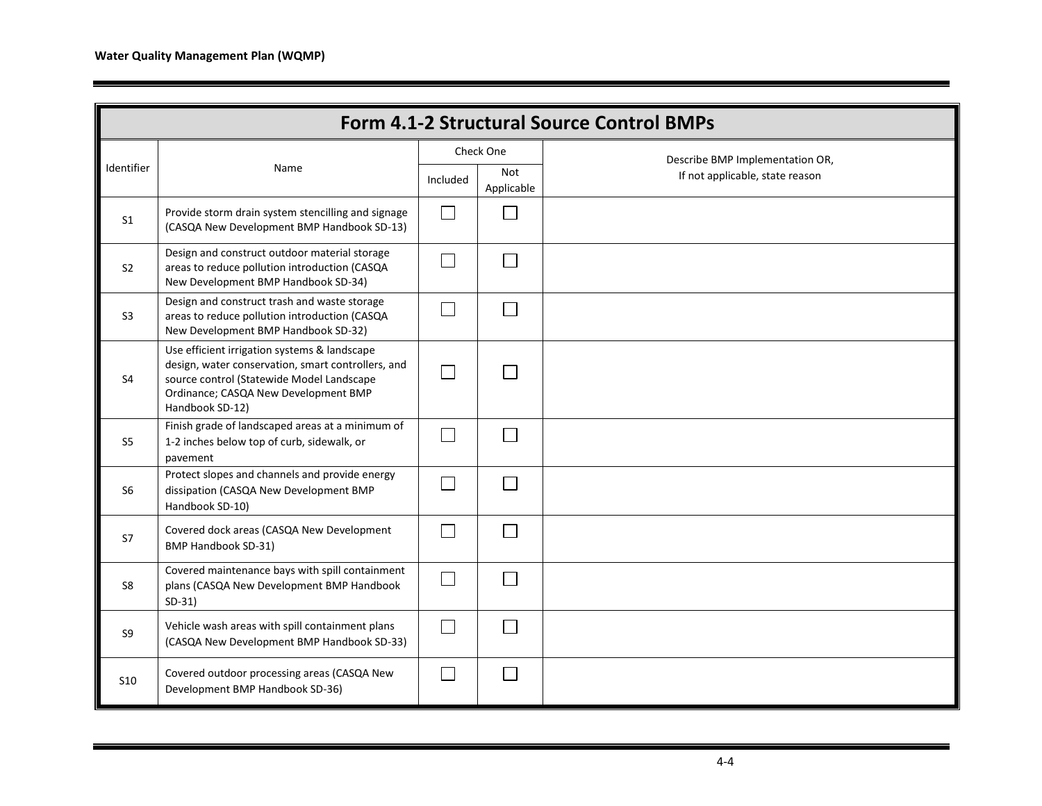| Form 4.1-2 Structural Source Control BMPs | | | | |
|---|---|---|---|---|
| Identifier | Name | Check One | | Describe BMP Implementation OR, If not applicable, state reason |
| | | Included | Not Applicable | |
| S1 | Provide storm drain system stencilling and signage (CASQA New Development BMP Handbook SD-13) | ☐ | ☐ | |
| S2 | Design and construct outdoor material storage areas to reduce pollution introduction (CASQA New Development BMP Handbook SD-34) | ☐ | ☐ | |
| S3 | Design and construct trash and waste storage areas to reduce pollution introduction (CASQA New Development BMP Handbook SD-32) | ☐ | ☐ | |
| S4 | Use efficient irrigation systems & landscape design, water conservation, smart controllers, and source control (Statewide Model Landscape Ordinance; CASQA New Development BMP Handbook SD-12) | ☐ | ☐ | |
| S5 | Finish grade of landscaped areas at a minimum of 1-2 inches below top of curb, sidewalk, or pavement | ☐ | ☐ | |
| S6 | Protect slopes and channels and provide energy dissipation (CASQA New Development BMP Handbook SD-10) | ☐ | ☐ | |
| S7 | Covered dock areas (CASQA New Development BMP Handbook SD-31) | ☐ | ☐ | |
| S8 | Covered maintenance bays with spill containment plans (CASQA New Development BMP Handbook SD-31) | ☐ | ☐ | |
| S9 | Vehicle wash areas with spill containment plans (CASQA New Development BMP Handbook SD-33) | ☐ | ☐ | |
| S10 | Covered outdoor processing areas (CASQA New Development BMP Handbook SD-36) | ☐ | ☐ | |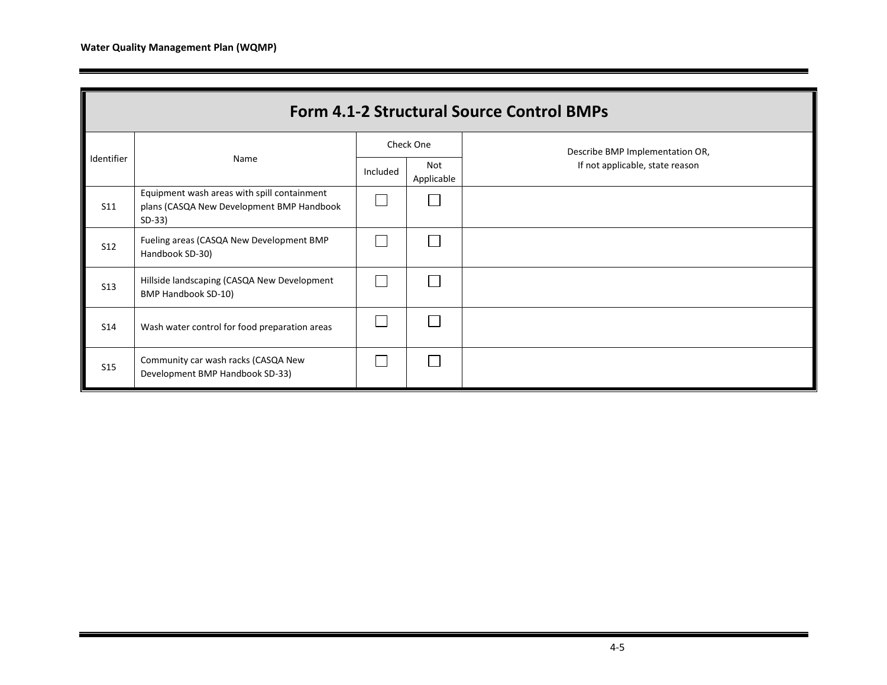# Form 4.1-2 Structural Source Control BMPs

| Identifier | Name | Check One | | Describe BMP Implementation OR, If not applicable, state reason |
|---|---|---|---|---|
| | | Included | Not Applicable | |
| S11 | Equipment wash areas with spill containment plans (CASQA New Development BMP Handbook SD-33) | ☐ | ☐ | |
| S12 | Fueling areas (CASQA New Development BMP Handbook SD-30) | ☐ | ☐ | |
| S13 | Hillside landscaping (CASQA New Development BMP Handbook SD-10) | ☐ | ☐ | |
| S14 | Wash water control for food preparation areas | ☐ | ☐ | |
| S15 | Community car wash racks (CASQA New Development BMP Handbook SD-33) | ☐ | ☐ | |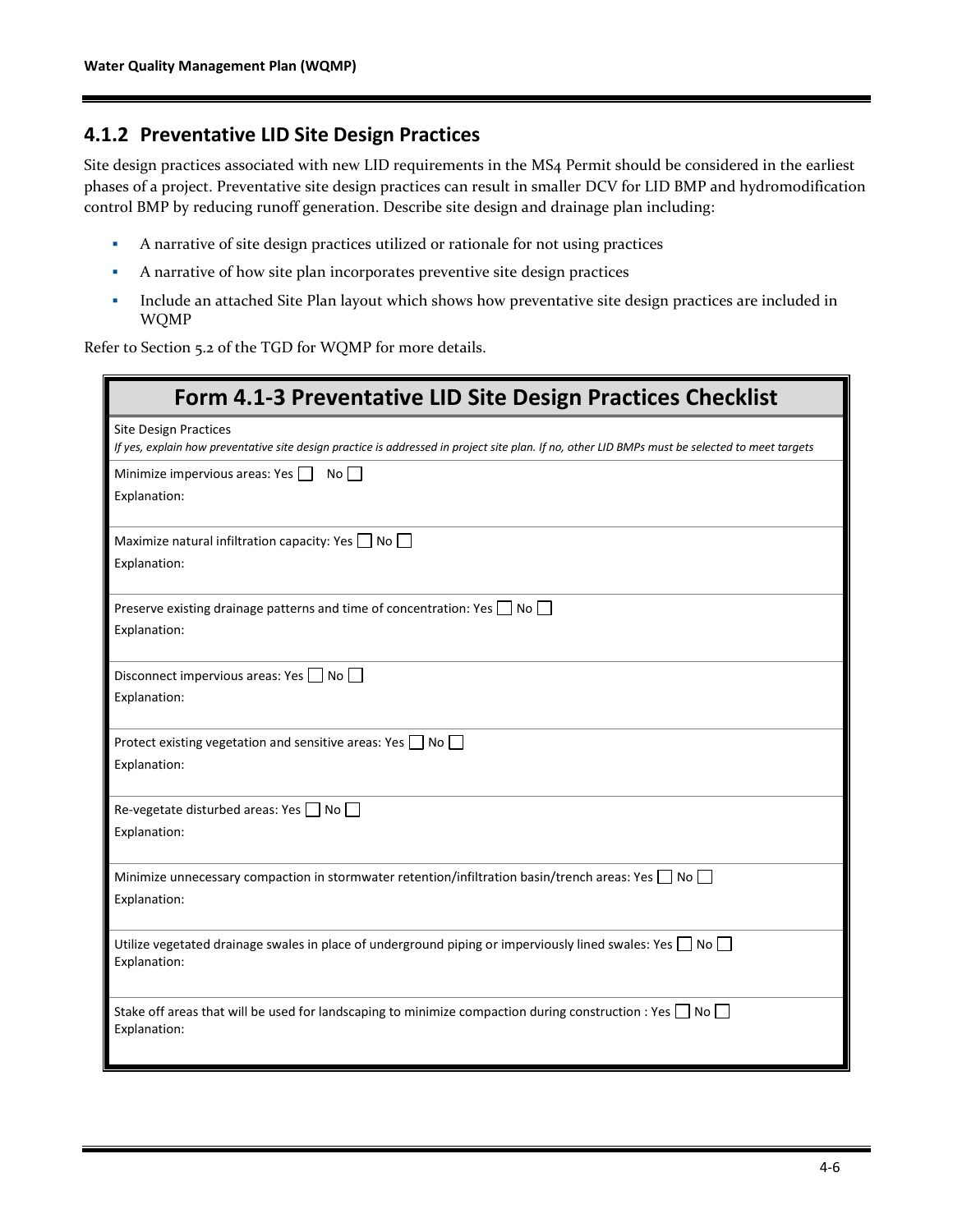## 4.1.2 Preventative LID Site Design Practices

Site design practices associated with new LID requirements in the MS4 Permit should be considered in the earliest phases of a project. Preventative site design practices can result in smaller DCV for LID BMP and hydromodification control BMP by reducing runoff generation. Describe site design and drainage plan including:

- A narrative of site design practices utilized or rationale for not using practices
- A narrative of how site plan incorporates preventive site design practices
- Include an attached Site Plan layout which shows how preventative site design practices are included in WQMP

Refer to Section 5.2 of the TGD for WQMP for more details.

| Form 4.1-3 Preventative LID Site Design Practices Checklist |
|---|
| Site Design Practices<br>*If yes, explain how preventative site design practice is addressed in project site plan. If no, other LID BMPs must be selected to meet targets* |
| Minimize impervious areas: Yes ☐ No ☐<br>Explanation: |
| Maximize natural infiltration capacity: Yes ☐ No ☐<br>Explanation: |
| Preserve existing drainage patterns and time of concentration: Yes ☐ No ☐<br>Explanation: |
| Disconnect impervious areas: Yes ☐ No ☐<br>Explanation: |
| Protect existing vegetation and sensitive areas: Yes ☐ No ☐<br>Explanation: |
| Re-vegetate disturbed areas: Yes ☐ No ☐<br>Explanation: |
| Minimize unnecessary compaction in stormwater retention/infiltration basin/trench areas: Yes ☐ No ☐<br>Explanation: |
| Utilize vegetated drainage swales in place of underground piping or imperviously lined swales: Yes ☐ No ☐<br>Explanation: |
| Stake off areas that will be used for landscaping to minimize compaction during construction : Yes ☐ No ☐<br>Explanation: |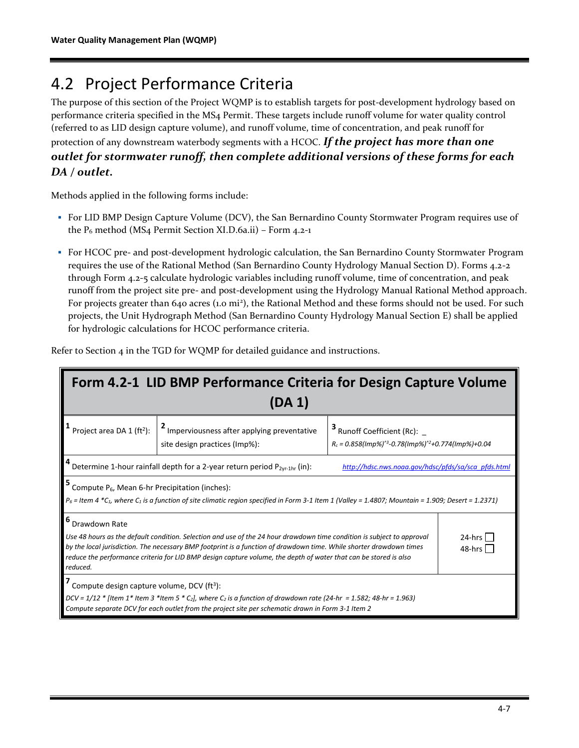## 4.2 Project Performance Criteria

The purpose of this section of the Project WQMP is to establish targets for post-development hydrology based on performance criteria specified in the MS4 Permit. These targets include runoff volume for water quality control (referred to as LID design capture volume), and runoff volume, time of concentration, and peak runoff for protection of any downstream waterbody segments with a HCOC. ***If the project has more than one outlet for stormwater runoff, then complete additional versions of these forms for each DA / outlet.***

Methods applied in the following forms include:

- For LID BMP Design Capture Volume (DCV), the San Bernardino County Stormwater Program requires use of the $P_6$ method (MS4 Permit Section XI.D.6a.ii) – Form 4.2-1
- For HCOC pre- and post-development hydrologic calculation, the San Bernardino County Stormwater Program requires the use of the Rational Method (San Bernardino County Hydrology Manual Section D). Forms 4.2-2 through Form 4.2-5 calculate hydrologic variables including runoff volume, time of concentration, and peak runoff from the project site pre- and post-development using the Hydrology Manual Rational Method approach. For projects greater than 640 acres (1.0 mi²), the Rational Method and these forms should not be used. For such projects, the Unit Hydrograph Method (San Bernardino County Hydrology Manual Section E) shall be applied for hydrologic calculations for HCOC performance criteria.

Refer to Section 4 in the TGD for WQMP for detailed guidance and instructions.

| Form 4.2-1 LID BMP Performance Criteria for Design Capture Volume (DA 1) | | |
|---|---|---|
| 1 Project area DA 1 (ft²): | 2 Imperviousness after applying preventative site design practices (Imp%): | 3 Runoff Coefficient (Rc): _ <br> *$R_c = 0.858(Imp\%)^{3} - 0.78(Imp\%)^{2} + 0.774(Imp\%) + 0.04$* |
| 4 Determine 1-hour rainfall depth for a 2-year return period $P_{2yr\text{-}1hr}$ (in): | | *http://hdsc.nws.noaa.gov/hdsc/pfds/sa/sca_pfds.html* |
| 5 Compute $P_6$, Mean 6-hr Precipitation (inches): <br> *$P_6$ = Item 4 \*$C_1$, where $C_1$ is a function of site climatic region specified in Form 3-1 Item 1 (Valley = 1.4807; Mountain = 1.909; Desert = 1.2371)* | | |
| 6 Drawdown Rate <br> *Use 48 hours as the default condition. Selection and use of the 24 hour drawdown time condition is subject to approval by the local jurisdiction. The necessary BMP footprint is a function of drawdown time. While shorter drawdown times reduce the performance criteria for LID BMP design capture volume, the depth of water that can be stored is also reduced.* | | 24-hrs ☐ <br> 48-hrs ☐ |
| 7 Compute design capture volume, DCV (ft³): <br> *DCV = 1/12 \* [Item 1\* Item 3 \*Item 5 \* $C_2$], where $C_2$ is a function of drawdown rate (24-hr = 1.582; 48-hr = 1.963)* <br> *Compute separate DCV for each outlet from the project site per schematic drawn in Form 3-1 Item 2* | | |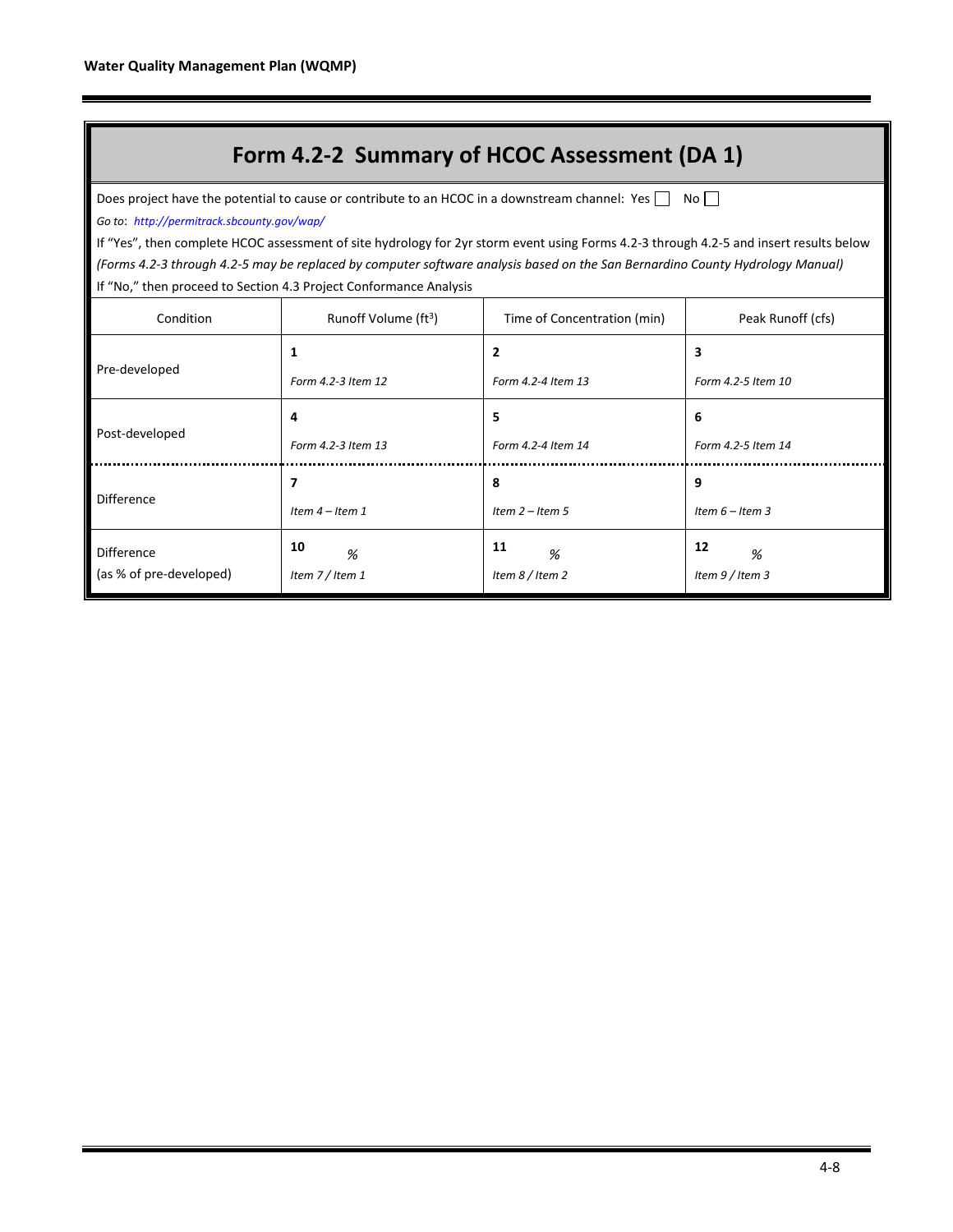# Form 4.2-2 Summary of HCOC Assessment (DA 1)

Does project have the potential to cause or contribute to an HCOC in a downstream channel: Yes ☐ No ☐

*Go to*: *http://permitrack.sbcounty.gov/wap/*

If "Yes", then complete HCOC assessment of site hydrology for 2yr storm event using Forms 4.2-3 through 4.2-5 and insert results below

*(Forms 4.2-3 through 4.2-5 may be replaced by computer software analysis based on the San Bernardino County Hydrology Manual)*

If "No," then proceed to Section 4.3 Project Conformance Analysis

| Condition | Runoff Volume (ft$^3$) | Time of Concentration (min) | Peak Runoff (cfs) |
|---|---|---|---|
| Pre-developed | **1** *Form 4.2-3 Item 12* | **2** *Form 4.2-4 Item 13* | **3** *Form 4.2-5 Item 10* |
| Post-developed | **4** *Form 4.2-3 Item 13* | **5** *Form 4.2-4 Item 14* | **6** *Form 4.2-5 Item 14* |
| Difference | **7** *Item 4 – Item 1* | **8** *Item 2 – Item 5* | **9** *Item 6 – Item 3* |
| Difference (as % of pre-developed) | **10** *%* *Item 7 / Item 1* | **11** *%* *Item 8 / Item 2* | **12** *%* *Item 9 / Item 3* |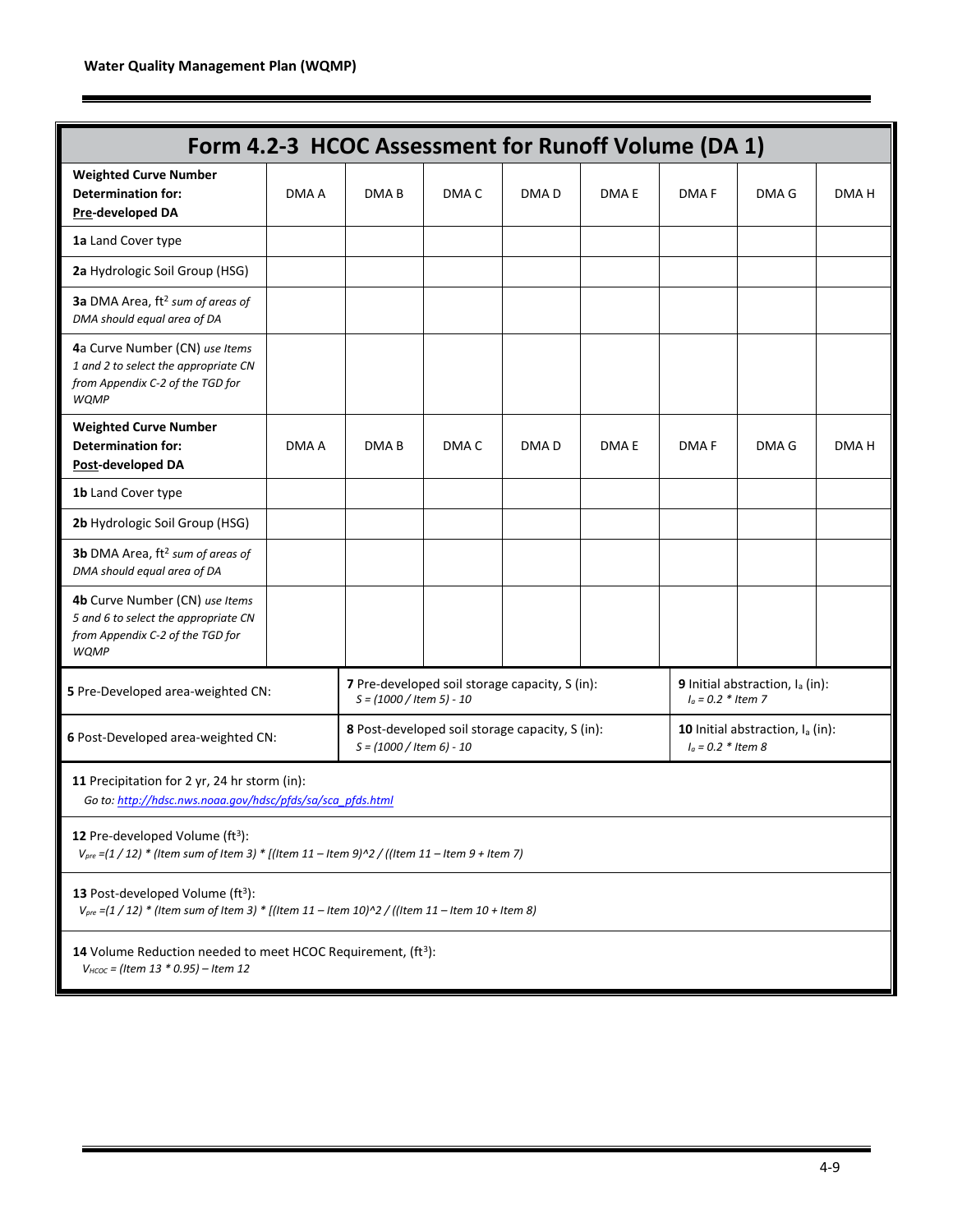## Form 4.2-3 HCOC Assessment for Runoff Volume (DA 1)

| **Weighted Curve Number Determination for: Pre-developed DA** | DMA A | DMA B | DMA C | DMA D | DMA E | DMA F | DMA G | DMA H |
|---|---|---|---|---|---|---|---|---|
| **1a** Land Cover type | | | | | | | | |
| **2a** Hydrologic Soil Group (HSG) | | | | | | | | |
| **3a** DMA Area, ft$^2$ *sum of areas of DMA should equal area of DA* | | | | | | | | |
| **4a** Curve Number (CN) *use Items 1 and 2 to select the appropriate CN from Appendix C-2 of the TGD for WQMP* | | | | | | | | |
| **Weighted Curve Number Determination for: Post-developed DA** | DMA A | DMA B | DMA C | DMA D | DMA E | DMA F | DMA G | DMA H |
| **1b** Land Cover type | | | | | | | | |
| **2b** Hydrologic Soil Group (HSG) | | | | | | | | |
| **3b** DMA Area, ft$^2$ *sum of areas of DMA should equal area of DA* | | | | | | | | |
| **4b** Curve Number (CN) *use Items 5 and 6 to select the appropriate CN from Appendix C-2 of the TGD for WQMP* | | | | | | | | |

| | | |
|---|---|---|
| **5** Pre-Developed area-weighted CN: | **7** Pre-developed soil storage capacity, S (in): *S = (1000 / Item 5) - 10* | **9** Initial abstraction, $I_a$ (in): *$I_a$ = 0.2 * Item 7* |
| **6** Post-Developed area-weighted CN: | **8** Post-developed soil storage capacity, S (in): *S = (1000 / Item 6) - 10* | **10** Initial abstraction, $I_a$ (in): *$I_a$ = 0.2 * Item 8* |

**11** Precipitation for 2 yr, 24 hr storm (in):
*Go to: http://hdsc.nws.noaa.gov/hdsc/pfds/sa/sca_pfds.html*

**12** Pre-developed Volume (ft$^3$):
*$V_{pre}$ =(1 / 12) * (Item sum of Item 3) * [(Item 11 – Item 9)^2 / ((Item 11 – Item 9 + Item 7)*

**13** Post-developed Volume (ft$^3$):
*$V_{pre}$ =(1 / 12) * (Item sum of Item 3) * [(Item 11 – Item 10)^2 / ((Item 11 – Item 10 + Item 8)*

**14** Volume Reduction needed to meet HCOC Requirement, (ft$^3$):
*$V_{HCOC}$ = (Item 13 * 0.95) – Item 12*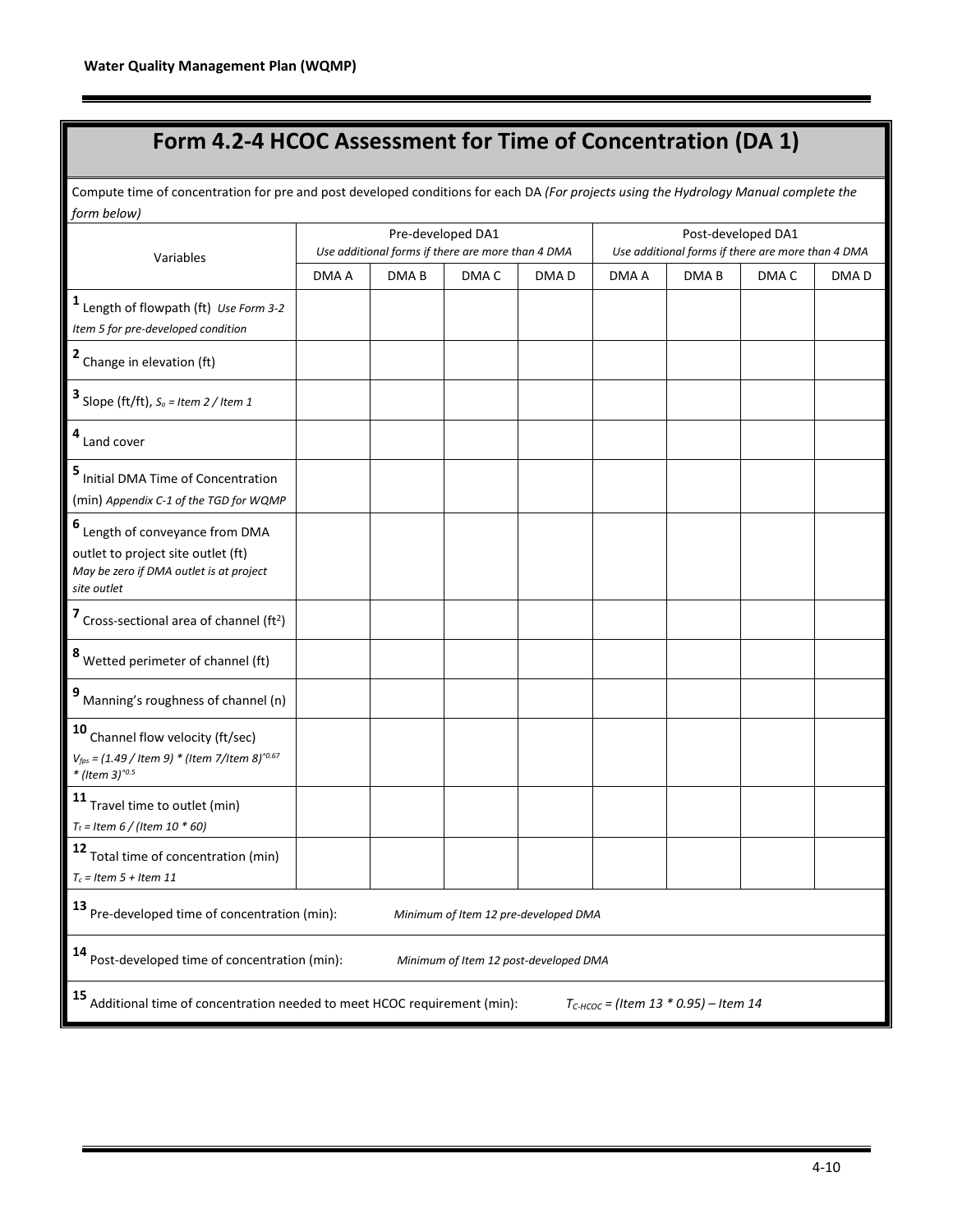# Form 4.2-4 HCOC Assessment for Time of Concentration (DA 1)

Compute time of concentration for pre and post developed conditions for each DA *(For projects using the Hydrology Manual complete the form below)*

| Variables | Pre-developed DA1 *Use additional forms if there are more than 4 DMA* | | | | Post-developed DA1 *Use additional forms if there are more than 4 DMA* | | | |
|---|---|---|---|---|---|---|---|---|
| | DMA A | DMA B | DMA C | DMA D | DMA A | DMA B | DMA C | DMA D |
| **1** Length of flowpath (ft) *Use Form 3-2 Item 5 for pre-developed condition* | | | | | | | | |
| **2** Change in elevation (ft) | | | | | | | | |
| **3** Slope (ft/ft), *$S_o$ = Item 2 / Item 1* | | | | | | | | |
| **4** Land cover | | | | | | | | |
| **5** Initial DMA Time of Concentration (min) *Appendix C-1 of the TGD for WQMP* | | | | | | | | |
| **6** Length of conveyance from DMA outlet to project site outlet (ft) *May be zero if DMA outlet is at project site outlet* | | | | | | | | |
| **7** Cross-sectional area of channel ($ft^2$) | | | | | | | | |
| **8** Wetted perimeter of channel (ft) | | | | | | | | |
| **9** Manning's roughness of channel (n) | | | | | | | | |
| **10** Channel flow velocity (ft/sec) *$V_{fps}$ = (1.49 / Item 9) * (Item 7/Item 8)^0.67 * (Item 3)^0.5* | | | | | | | | |
| **11** Travel time to outlet (min) *$T_t$ = Item 6 / (Item 10 * 60)* | | | | | | | | |
| **12** Total time of concentration (min) *$T_c$ = Item 5 + Item 11* | | | | | | | | |
| **13** Pre-developed time of concentration (min): *Minimum of Item 12 pre-developed DMA* | | | | | | | | |
| **14** Post-developed time of concentration (min): *Minimum of Item 12 post-developed DMA* | | | | | | | | |
| **15** Additional time of concentration needed to meet HCOC requirement (min): *$T_{C-HCOC}$ = (Item 13 * 0.95) – Item 14* | | | | | | | | |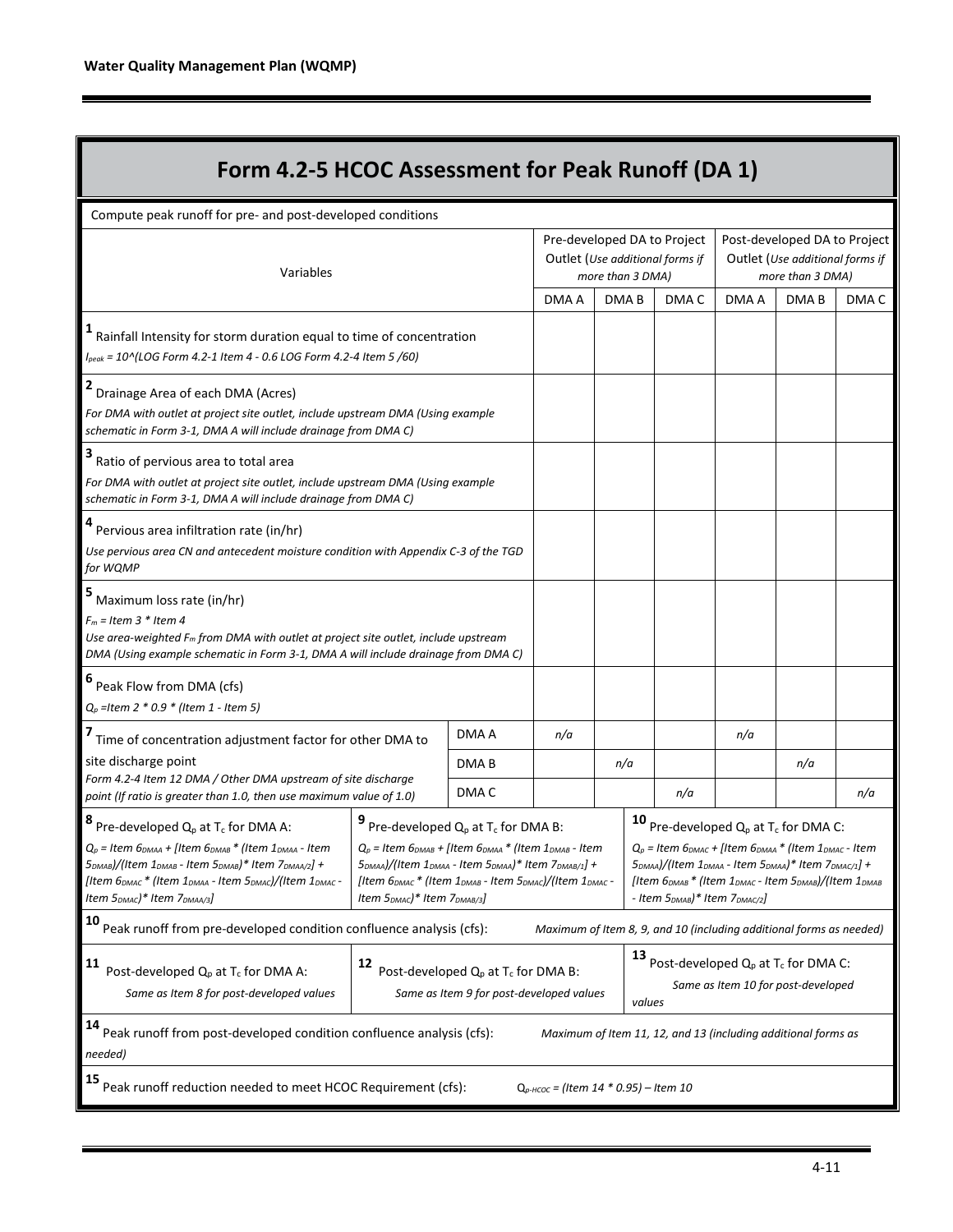# Form 4.2-5 HCOC Assessment for Peak Runoff (DA 1)

Compute peak runoff for pre- and post-developed conditions

| Variables | | Pre-developed DA to Project Outlet (*Use additional forms if more than 3 DMA*) | | | Post-developed DA to Project Outlet (*Use additional forms if more than 3 DMA*) | | |
|---|---|---|---|---|---|---|---|
| | | DMA A | DMA B | DMA C | DMA A | DMA B | DMA C |
| **1** Rainfall Intensity for storm duration equal to time of concentration<br>*$I_{peak}$ = 10^(LOG Form 4.2-1 Item 4 - 0.6 LOG Form 4.2-4 Item 5 /60)* | | | | | | | |
| **2** Drainage Area of each DMA (Acres)<br>*For DMA with outlet at project site outlet, include upstream DMA (Using example schematic in Form 3-1, DMA A will include drainage from DMA C)* | | | | | | | |
| **3** Ratio of pervious area to total area<br>*For DMA with outlet at project site outlet, include upstream DMA (Using example schematic in Form 3-1, DMA A will include drainage from DMA C)* | | | | | | | |
| **4** Pervious area infiltration rate (in/hr)<br>*Use pervious area CN and antecedent moisture condition with Appendix C-3 of the TGD for WQMP* | | | | | | | |
| **5** Maximum loss rate (in/hr)<br>*$F_m$ = Item 3 * Item 4*<br>*Use area-weighted $F_m$ from DMA with outlet at project site outlet, include upstream DMA (Using example schematic in Form 3-1, DMA A will include drainage from DMA C)* | | | | | | | |
| **6** Peak Flow from DMA (cfs)<br>*$Q_p$ =Item 2 * 0.9 * (Item 1 - Item 5)* | | | | | | | |
| **7** Time of concentration adjustment factor for other DMA to site discharge point<br>*Form 4.2-4 Item 12 DMA / Other DMA upstream of site discharge point (If ratio is greater than 1.0, then use maximum value of 1.0)* | DMA A | *n/a* | | | *n/a* | | |
| | DMA B | | *n/a* | | | *n/a* | |
| | DMA C | | | *n/a* | | | *n/a* |

**8** Pre-developed $Q_p$ at $T_c$ for DMA A:
*$Q_p$ = Item $6_{DMAA}$ + [Item $6_{DMAB}$ * (Item $1_{DMAA}$ - Item $5_{DMAB}$)/(Item $1_{DMAB}$ - Item $5_{DMAB}$)* Item $7_{DMAA/2}$] + [Item $6_{DMAC}$ * (Item $1_{DMAA}$ - Item $5_{DMAC}$)/(Item $1_{DMAC}$ - Item $5_{DMAC}$)* Item $7_{DMAA/3}$]*

**9** Pre-developed $Q_p$ at $T_c$ for DMA B:
*$Q_p$ = Item $6_{DMAB}$ + [Item $6_{DMAA}$ * (Item $1_{DMAB}$ - Item $5_{DMAA}$)/(Item $1_{DMAA}$ - Item $5_{DMAA}$)* Item $7_{DMAB/1}$] + [Item $6_{DMAC}$ * (Item $1_{DMAB}$ - Item $5_{DMAC}$)/(Item $1_{DMAC}$ - Item $5_{DMAC}$)* Item $7_{DMAB/3}$]*

**10** Pre-developed $Q_p$ at $T_c$ for DMA C:
*$Q_p$ = Item $6_{DMAC}$ + [Item $6_{DMAA}$ * (Item $1_{DMAC}$ - Item $5_{DMAA}$)/(Item $1_{DMAA}$ - Item $5_{DMAA}$)* Item $7_{DMAC/1}$] + [Item $6_{DMAB}$ * (Item $1_{DMAC}$ - Item $5_{DMAB}$)/(Item $1_{DMAB}$ - Item $5_{DMAB}$)* Item $7_{DMAC/2}$]*

**10** Peak runoff from pre-developed condition confluence analysis (cfs): *Maximum of Item 8, 9, and 10 (including additional forms as needed)*

**11** Post-developed $Q_p$ at $T_c$ for DMA A: *Same as Item 8 for post-developed values*

**12** Post-developed $Q_p$ at $T_c$ for DMA B: *Same as Item 9 for post-developed values*

**13** Post-developed $Q_p$ at $T_c$ for DMA C: *Same as Item 10 for post-developed values*

**14** Peak runoff from post-developed condition confluence analysis (cfs): *Maximum of Item 11, 12, and 13 (including additional forms as needed)*

**15** Peak runoff reduction needed to meet HCOC Requirement (cfs): *$Q_{p\text{-}HCOC}$ = (Item 14 * 0.95) – Item 10*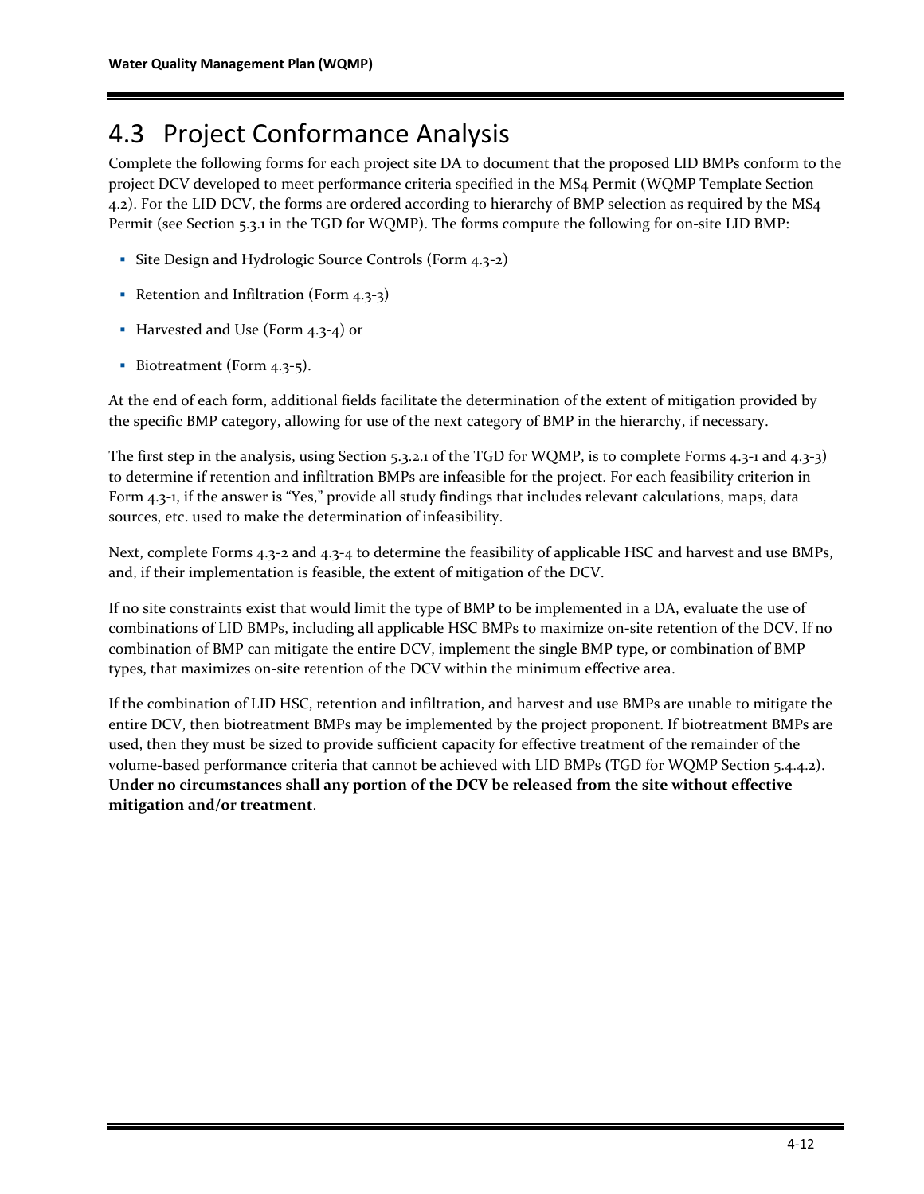## 4.3 Project Conformance Analysis

Complete the following forms for each project site DA to document that the proposed LID BMPs conform to the project DCV developed to meet performance criteria specified in the MS4 Permit (WQMP Template Section 4.2). For the LID DCV, the forms are ordered according to hierarchy of BMP selection as required by the MS4 Permit (see Section 5.3.1 in the TGD for WQMP). The forms compute the following for on-site LID BMP:

- Site Design and Hydrologic Source Controls (Form 4.3-2)
- Retention and Infiltration (Form 4.3-3)
- Harvested and Use (Form 4.3-4) or
- Biotreatment (Form 4.3-5).

At the end of each form, additional fields facilitate the determination of the extent of mitigation provided by the specific BMP category, allowing for use of the next category of BMP in the hierarchy, if necessary.

The first step in the analysis, using Section 5.3.2.1 of the TGD for WQMP, is to complete Forms 4.3-1 and 4.3-3) to determine if retention and infiltration BMPs are infeasible for the project. For each feasibility criterion in Form 4.3-1, if the answer is "Yes," provide all study findings that includes relevant calculations, maps, data sources, etc. used to make the determination of infeasibility.

Next, complete Forms 4.3-2 and 4.3-4 to determine the feasibility of applicable HSC and harvest and use BMPs, and, if their implementation is feasible, the extent of mitigation of the DCV.

If no site constraints exist that would limit the type of BMP to be implemented in a DA, evaluate the use of combinations of LID BMPs, including all applicable HSC BMPs to maximize on-site retention of the DCV. If no combination of BMP can mitigate the entire DCV, implement the single BMP type, or combination of BMP types, that maximizes on-site retention of the DCV within the minimum effective area.

If the combination of LID HSC, retention and infiltration, and harvest and use BMPs are unable to mitigate the entire DCV, then biotreatment BMPs may be implemented by the project proponent. If biotreatment BMPs are used, then they must be sized to provide sufficient capacity for effective treatment of the remainder of the volume-based performance criteria that cannot be achieved with LID BMPs (TGD for WQMP Section 5.4.4.2). **Under no circumstances shall any portion of the DCV be released from the site without effective mitigation and/or treatment**.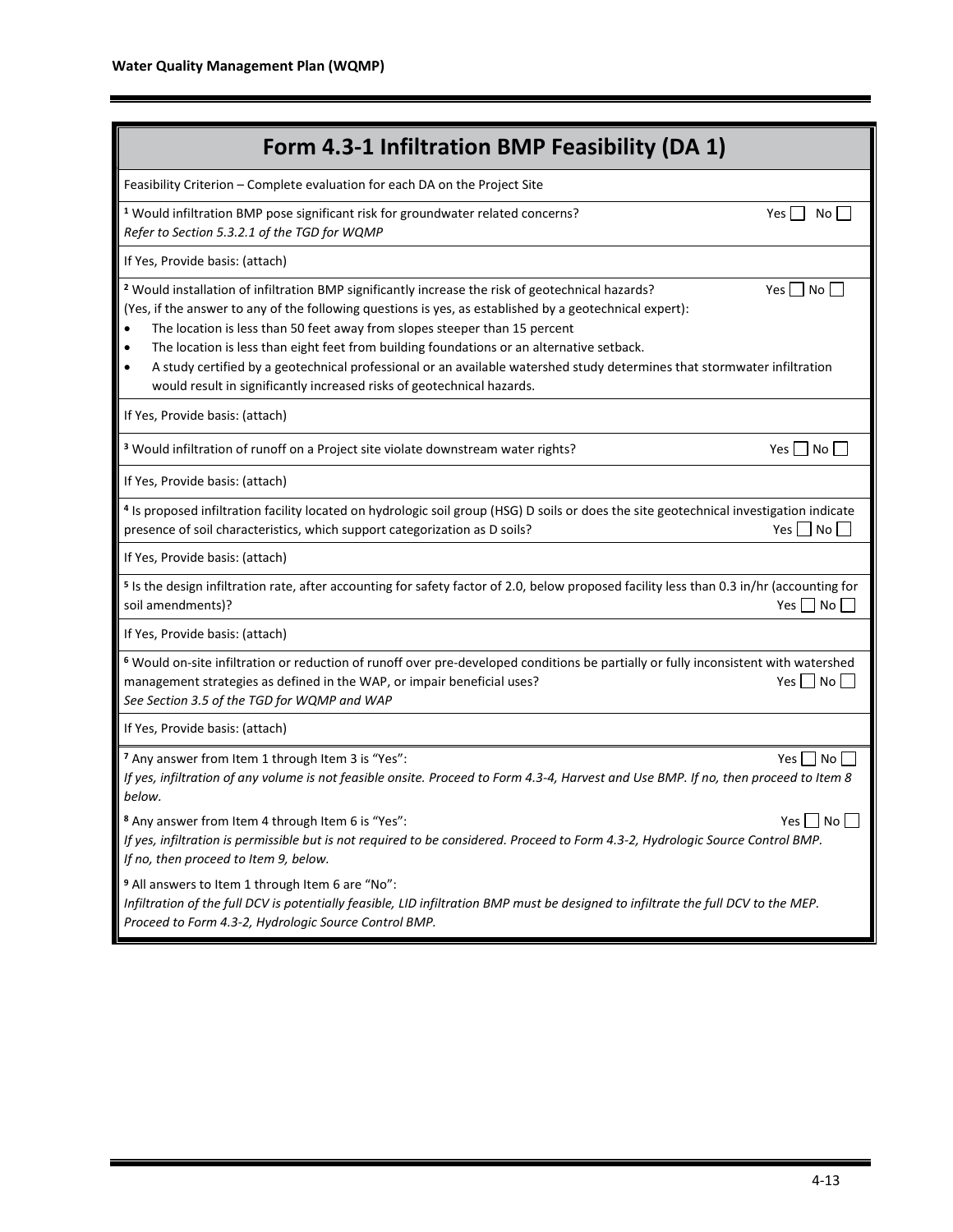## Form 4.3-1 Infiltration BMP Feasibility (DA 1)

Feasibility Criterion – Complete evaluation for each DA on the Project Site

[1] Would infiltration BMP pose significant risk for groundwater related concerns? Yes ☐ No ☐
*Refer to Section 5.3.2.1 of the TGD for WQMP*

If Yes, Provide basis: (attach)

[2] Would installation of infiltration BMP significantly increase the risk of geotechnical hazards? Yes ☐ No ☐
(Yes, if the answer to any of the following questions is yes, as established by a geotechnical expert):

- The location is less than 50 feet away from slopes steeper than 15 percent
- The location is less than eight feet from building foundations or an alternative setback.
- A study certified by a geotechnical professional or an available watershed study determines that stormwater infiltration would result in significantly increased risks of geotechnical hazards.

If Yes, Provide basis: (attach)

[3] Would infiltration of runoff on a Project site violate downstream water rights? Yes ☐ No ☐

If Yes, Provide basis: (attach)

[4] Is proposed infiltration facility located on hydrologic soil group (HSG) D soils or does the site geotechnical investigation indicate presence of soil characteristics, which support categorization as D soils? Yes ☐ No ☐

If Yes, Provide basis: (attach)

[5] Is the design infiltration rate, after accounting for safety factor of 2.0, below proposed facility less than 0.3 in/hr (accounting for soil amendments)? Yes ☐ No ☐

If Yes, Provide basis: (attach)

[6] Would on-site infiltration or reduction of runoff over pre-developed conditions be partially or fully inconsistent with watershed management strategies as defined in the WAP, or impair beneficial uses? Yes ☐ No ☐
*See Section 3.5 of the TGD for WQMP and WAP*

If Yes, Provide basis: (attach)

[7] Any answer from Item 1 through Item 3 is "Yes": Yes ☐ No ☐
*If yes, infiltration of any volume is not feasible onsite. Proceed to Form 4.3-4, Harvest and Use BMP. If no, then proceed to Item 8 below.*

[8] Any answer from Item 4 through Item 6 is "Yes": Yes ☐ No ☐
*If yes, infiltration is permissible but is not required to be considered. Proceed to Form 4.3-2, Hydrologic Source Control BMP. If no, then proceed to Item 9, below.*

[9] All answers to Item 1 through Item 6 are "No":
*Infiltration of the full DCV is potentially feasible, LID infiltration BMP must be designed to infiltrate the full DCV to the MEP. Proceed to Form 4.3-2, Hydrologic Source Control BMP.*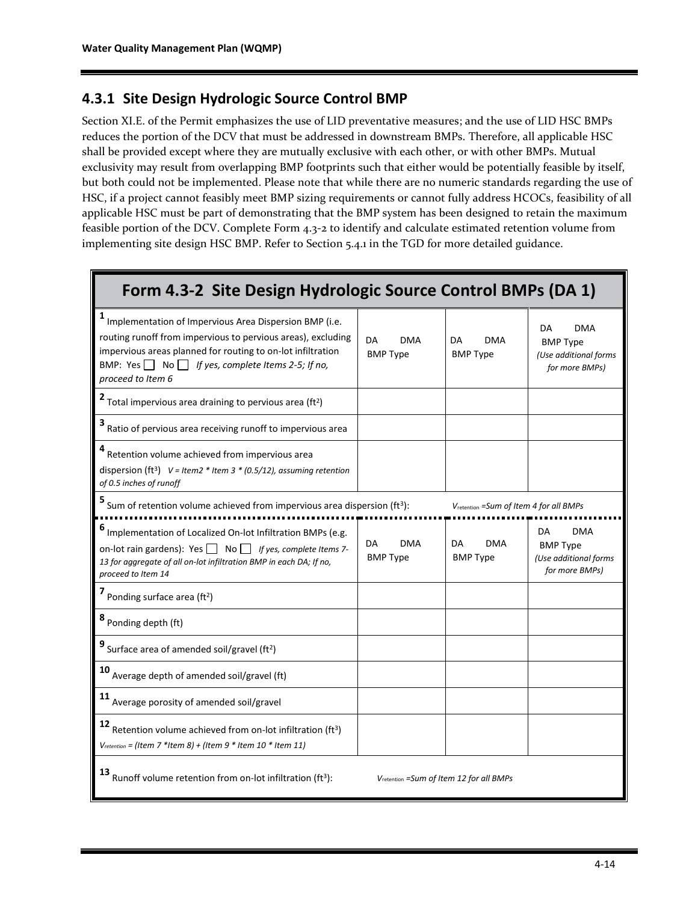### 4.3.1 Site Design Hydrologic Source Control BMP

Section XI.E. of the Permit emphasizes the use of LID preventative measures; and the use of LID HSC BMPs reduces the portion of the DCV that must be addressed in downstream BMPs. Therefore, all applicable HSC shall be provided except where they are mutually exclusive with each other, or with other BMPs. Mutual exclusivity may result from overlapping BMP footprints such that either would be potentially feasible by itself, but both could not be implemented. Please note that while there are no numeric standards regarding the use of HSC, if a project cannot feasibly meet BMP sizing requirements or cannot fully address HCOCs, feasibility of all applicable HSC must be part of demonstrating that the BMP system has been designed to retain the maximum feasible portion of the DCV. Complete Form 4.3-2 to identify and calculate estimated retention volume from implementing site design HSC BMP. Refer to Section 5.4.1 in the TGD for more detailed guidance.

| Form 4.3-2 Site Design Hydrologic Source Control BMPs (DA 1) | | | |
|---|---|---|---|
| 1 Implementation of Impervious Area Dispersion BMP (i.e. routing runoff from impervious to pervious areas), excluding impervious areas planned for routing to on-lot infiltration BMP: Yes ☐ No ☐ *If yes, complete Items 2-5; If no, proceed to Item 6* | DA DMA BMP Type | DA DMA BMP Type | DA DMA BMP Type *(Use additional forms for more BMPs)* |
| 2 Total impervious area draining to pervious area ($ft^2$) | | | |
| 3 Ratio of pervious area receiving runoff to impervious area | | | |
| 4 Retention volume achieved from impervious area dispersion ($ft^3$) *V = Item2 \* Item 3 \* (0.5/12), assuming retention of 0.5 inches of runoff* | | | |
| 5 Sum of retention volume achieved from impervious area dispersion ($ft^3$): | *$V_{retention}$ =Sum of Item 4 for all BMPs* | | |
| 6 Implementation of Localized On-lot Infiltration BMPs (e.g. on-lot rain gardens): Yes ☐ No ☐ *If yes, complete Items 7-13 for aggregate of all on-lot infiltration BMP in each DA; If no, proceed to Item 14* | DA DMA BMP Type | DA DMA BMP Type | DA DMA BMP Type *(Use additional forms for more BMPs)* |
| 7 Ponding surface area ($ft^2$) | | | |
| 8 Ponding depth (ft) | | | |
| 9 Surface area of amended soil/gravel ($ft^2$) | | | |
| 10 Average depth of amended soil/gravel (ft) | | | |
| 11 Average porosity of amended soil/gravel | | | |
| 12 Retention volume achieved from on-lot infiltration ($ft^3$) *$V_{retention}$ = (Item 7 \*Item 8) + (Item 9 \* Item 10 \* Item 11)* | | | |
| 13 Runoff volume retention from on-lot infiltration ($ft^3$): | *$V_{retention}$ =Sum of Item 12 for all BMPs* | | |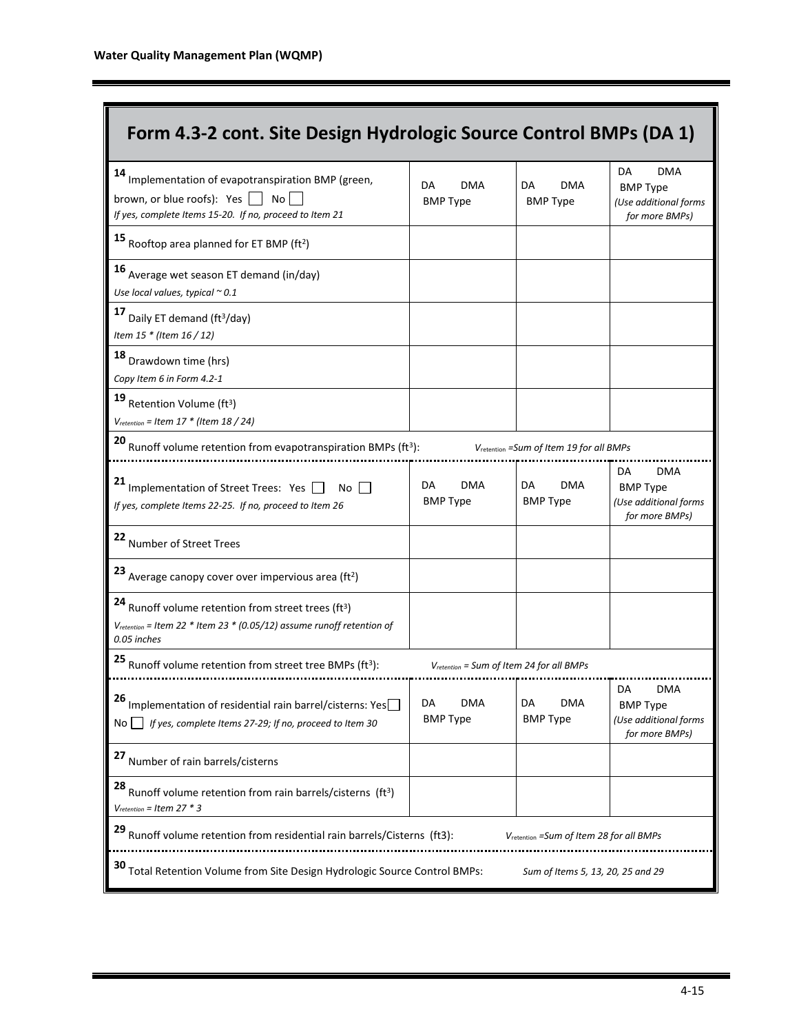# Form 4.3-2 cont. Site Design Hydrologic Source Control BMPs (DA 1)

| | | | |
|---|---|---|---|
| **14** Implementation of evapotranspiration BMP (green, brown, or blue roofs): Yes ☐ No ☐<br>*If yes, complete Items 15-20. If no, proceed to Item 21* | DA DMA<br>BMP Type | DA DMA<br>BMP Type | DA DMA<br>BMP Type<br>*(Use additional forms for more BMPs)* |
| **15** Rooftop area planned for ET BMP ($ft^2$) | | | |
| **16** Average wet season ET demand (in/day)<br>*Use local values, typical ~ 0.1* | | | |
| **17** Daily ET demand ($ft^3$/day)<br>*Item 15 * (Item 16 / 12)* | | | |
| **18** Drawdown time (hrs)<br>*Copy Item 6 in Form 4.2-1* | | | |
| **19** Retention Volume ($ft^3$)<br>*$V_{retention}$ = Item 17 * (Item 18 / 24)* | | | |
| **20** Runoff volume retention from evapotranspiration BMPs ($ft^3$): | *$V_{retention}$ =Sum of Item 19 for all BMPs* | | |
| **21** Implementation of Street Trees: Yes ☐ No ☐<br>*If yes, complete Items 22-25. If no, proceed to Item 26* | DA DMA<br>BMP Type | DA DMA<br>BMP Type | DA DMA<br>BMP Type<br>*(Use additional forms for more BMPs)* |
| **22** Number of Street Trees | | | |
| **23** Average canopy cover over impervious area ($ft^2$) | | | |
| **24** Runoff volume retention from street trees ($ft^3$)<br>*$V_{retention}$ = Item 22 * Item 23 * (0.05/12) assume runoff retention of 0.05 inches* | | | |
| **25** Runoff volume retention from street tree BMPs ($ft^3$): | *$V_{retention}$ = Sum of Item 24 for all BMPs* | | |
| **26** Implementation of residential rain barrel/cisterns: Yes ☐ No ☐ *If yes, complete Items 27-29; If no, proceed to Item 30* | DA DMA<br>BMP Type | DA DMA<br>BMP Type | DA DMA<br>BMP Type<br>*(Use additional forms for more BMPs)* |
| **27** Number of rain barrels/cisterns | | | |
| **28** Runoff volume retention from rain barrels/cisterns ($ft^3$)<br>*$V_{retention}$ = Item 27 * 3* | | | |
| **29** Runoff volume retention from residential rain barrels/Cisterns (ft3): | *$V_{retention}$ =Sum of Item 28 for all BMPs* | | |
| **30** Total Retention Volume from Site Design Hydrologic Source Control BMPs: | *Sum of Items 5, 13, 20, 25 and 29* | | |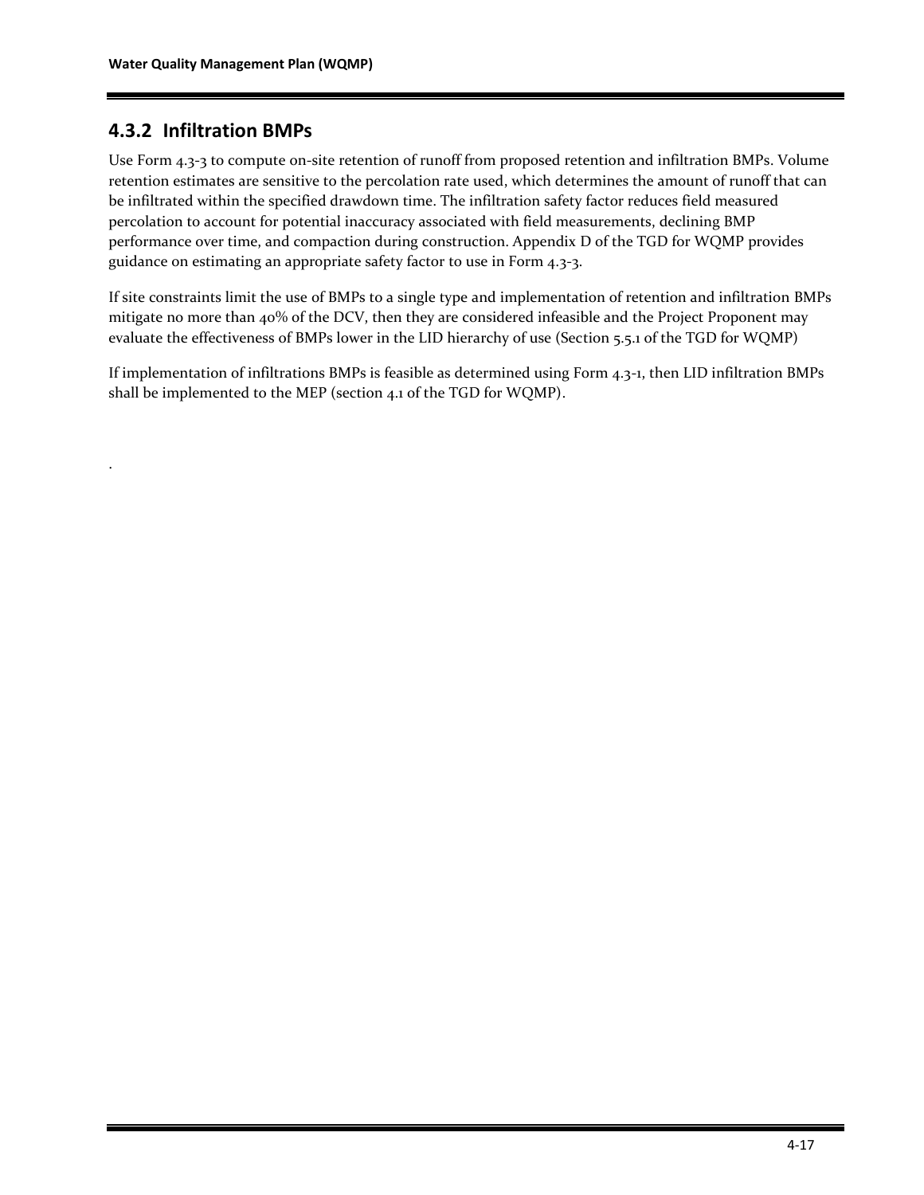### 4.3.2 Infiltration BMPs

Use Form 4.3-3 to compute on-site retention of runoff from proposed retention and infiltration BMPs. Volume retention estimates are sensitive to the percolation rate used, which determines the amount of runoff that can be infiltrated within the specified drawdown time. The infiltration safety factor reduces field measured percolation to account for potential inaccuracy associated with field measurements, declining BMP performance over time, and compaction during construction. Appendix D of the TGD for WQMP provides guidance on estimating an appropriate safety factor to use in Form 4.3-3.

If site constraints limit the use of BMPs to a single type and implementation of retention and infiltration BMPs mitigate no more than 40% of the DCV, then they are considered infeasible and the Project Proponent may evaluate the effectiveness of BMPs lower in the LID hierarchy of use (Section 5.5.1 of the TGD for WQMP)

If implementation of infiltrations BMPs is feasible as determined using Form 4.3-1, then LID infiltration BMPs shall be implemented to the MEP (section 4.1 of the TGD for WQMP).

.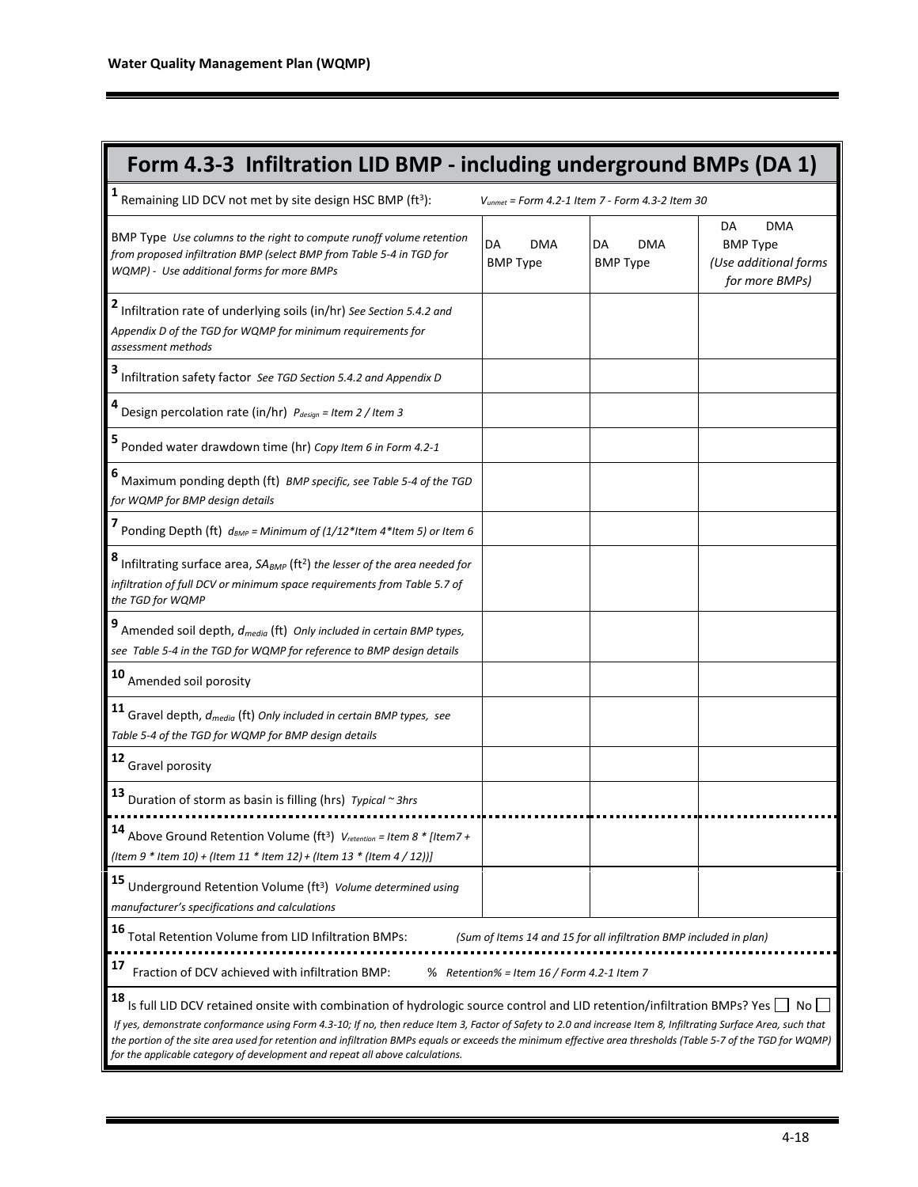## Form 4.3-3 Infiltration LID BMP - including underground BMPs (DA 1)

| | | | |
|---|---|---|---|
| **1** Remaining LID DCV not met by site design HSC BMP (ft$^3$): *$V_{unmet}$ = Form 4.2-1 Item 7 - Form 4.3-2 Item 30* | | | |
| BMP Type *Use columns to the right to compute runoff volume retention from proposed infiltration BMP (select BMP from Table 5-4 in TGD for WQMP) - Use additional forms for more BMPs* | DA DMA BMP Type | DA DMA BMP Type | DA DMA BMP Type *(Use additional forms for more BMPs)* |
| **2** Infiltration rate of underlying soils (in/hr) *See Section 5.4.2 and Appendix D of the TGD for WQMP for minimum requirements for assessment methods* | | | |
| **3** Infiltration safety factor *See TGD Section 5.4.2 and Appendix D* | | | |
| **4** Design percolation rate (in/hr) *$P_{design}$ = Item 2 / Item 3* | | | |
| **5** Ponded water drawdown time (hr) *Copy Item 6 in Form 4.2-1* | | | |
| **6** Maximum ponding depth (ft) *BMP specific, see Table 5-4 of the TGD for WQMP for BMP design details* | | | |
| **7** Ponding Depth (ft) *$d_{BMP}$ = Minimum of (1/12\*Item 4\*Item 5) or Item 6* | | | |
| **8** Infiltrating surface area, $SA_{BMP}$ (ft$^2$) *the lesser of the area needed for infiltration of full DCV or minimum space requirements from Table 5.7 of the TGD for WQMP* | | | |
| **9** Amended soil depth, $d_{media}$ (ft) *Only included in certain BMP types, see Table 5-4 in the TGD for WQMP for reference to BMP design details* | | | |
| **10** Amended soil porosity | | | |
| **11** Gravel depth, $d_{media}$ (ft) *Only included in certain BMP types, see Table 5-4 of the TGD for WQMP for BMP design details* | | | |
| **12** Gravel porosity | | | |
| **13** Duration of storm as basin is filling (hrs) *Typical ~ 3hrs* | | | |
| **14** Above Ground Retention Volume (ft$^3$) *$V_{retention}$ = Item 8 \* [Item7 + (Item 9 \* Item 10) + (Item 11 \* Item 12) + (Item 13 \* (Item 4 / 12))]* | | | |
| **15** Underground Retention Volume (ft$^3$) *Volume determined using manufacturer's specifications and calculations* | | | |
| **16** Total Retention Volume from LID Infiltration BMPs: *(Sum of Items 14 and 15 for all infiltration BMP included in plan)* | | | |
| **17** Fraction of DCV achieved with infiltration BMP: % *Retention% = Item 16 / Form 4.2-1 Item 7* | | | |
| **18** Is full LID DCV retained onsite with combination of hydrologic source control and LID retention/infiltration BMPs? Yes ☐ No ☐ *If yes, demonstrate conformance using Form 4.3-10; If no, then reduce Item 3, Factor of Safety to 2.0 and increase Item 8, Infiltrating Surface Area, such that the portion of the site area used for retention and infiltration BMPs equals or exceeds the minimum effective area thresholds (Table 5-7 of the TGD for WQMP) for the applicable category of development and repeat all above calculations.* | | | |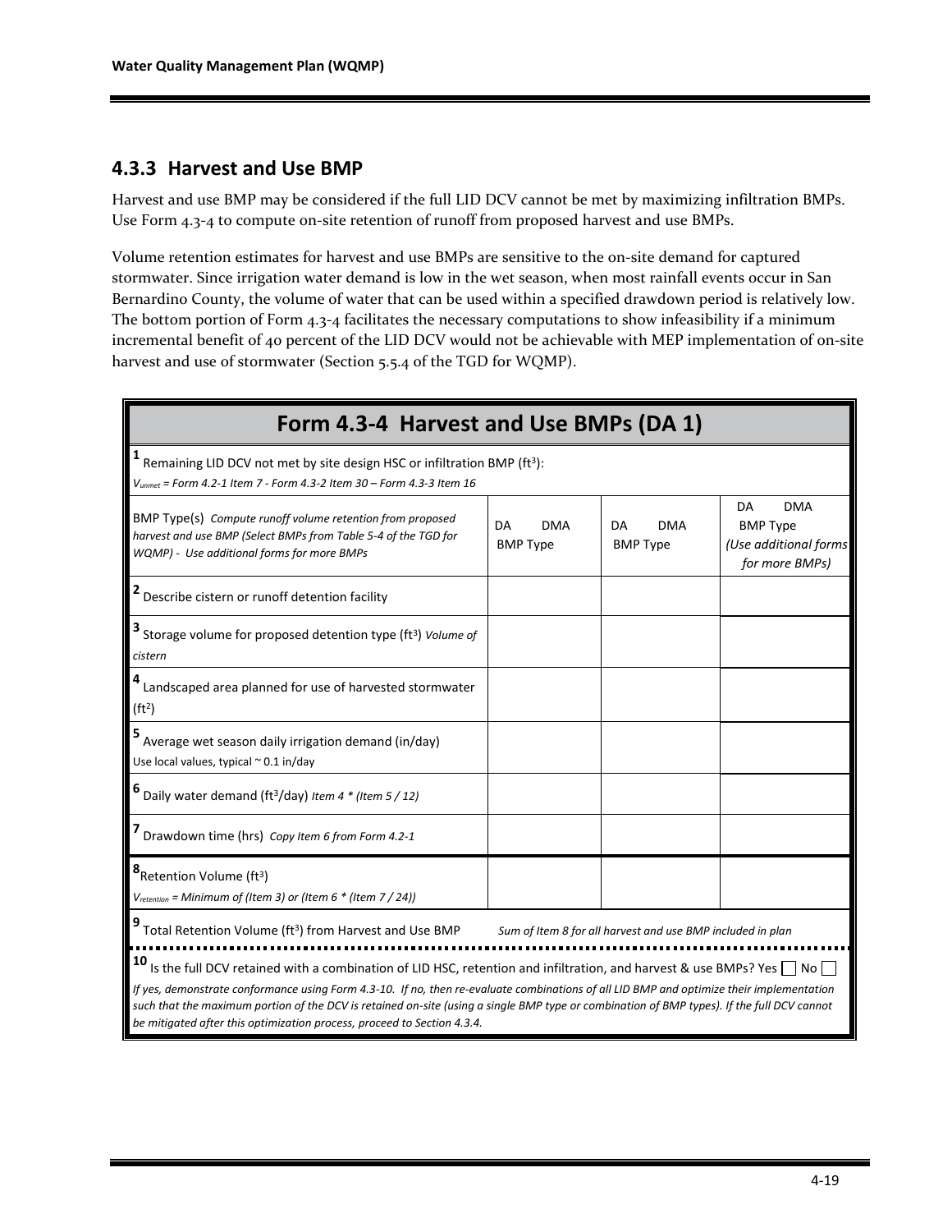### 4.3.3 Harvest and Use BMP

Harvest and use BMP may be considered if the full LID DCV cannot be met by maximizing infiltration BMPs. Use Form 4.3-4 to compute on-site retention of runoff from proposed harvest and use BMPs.

Volume retention estimates for harvest and use BMPs are sensitive to the on-site demand for captured stormwater. Since irrigation water demand is low in the wet season, when most rainfall events occur in San Bernardino County, the volume of water that can be used within a specified drawdown period is relatively low. The bottom portion of Form 4.3-4 facilitates the necessary computations to show infeasibility if a minimum incremental benefit of 40 percent of the LID DCV would not be achievable with MEP implementation of on-site harvest and use of stormwater (Section 5.5.4 of the TGD for WQMP).

| **Form 4.3-4 Harvest and Use BMPs (DA 1)** | | | |
|---|---|---|---|
| **1** Remaining LID DCV not met by site design HSC or infiltration BMP (ft³): *$V_{unmet}$ = Form 4.2-1 Item 7 - Form 4.3-2 Item 30 – Form 4.3-3 Item 16* | | | |
| BMP Type(s) *Compute runoff volume retention from proposed harvest and use BMP (Select BMPs from Table 5-4 of the TGD for WQMP) - Use additional forms for more BMPs* | DA DMA BMP Type | DA DMA BMP Type | DA DMA BMP Type *(Use additional forms for more BMPs)* |
| **2** Describe cistern or runoff detention facility | | | |
| **3** Storage volume for proposed detention type (ft³) *Volume of cistern* | | | |
| **4** Landscaped area planned for use of harvested stormwater (ft²) | | | |
| **5** Average wet season daily irrigation demand (in/day) Use local values, typical ~ 0.1 in/day | | | |
| **6** Daily water demand (ft³/day) *Item 4 * (Item 5 / 12)* | | | |
| **7** Drawdown time (hrs) *Copy Item 6 from Form 4.2-1* | | | |
| **8** Retention Volume (ft³) *$V_{retention}$ = Minimum of (Item 3) or (Item 6 * (Item 7 / 24))* | | | |
| **9** Total Retention Volume (ft³) from Harvest and Use BMP *Sum of Item 8 for all harvest and use BMP included in plan* | | | |
| **10** Is the full DCV retained with a combination of LID HSC, retention and infiltration, and harvest & use BMPs? Yes ☐ No ☐ *If yes, demonstrate conformance using Form 4.3-10. If no, then re-evaluate combinations of all LID BMP and optimize their implementation such that the maximum portion of the DCV is retained on-site (using a single BMP type or combination of BMP types). If the full DCV cannot be mitigated after this optimization process, proceed to Section 4.3.4.* | | | |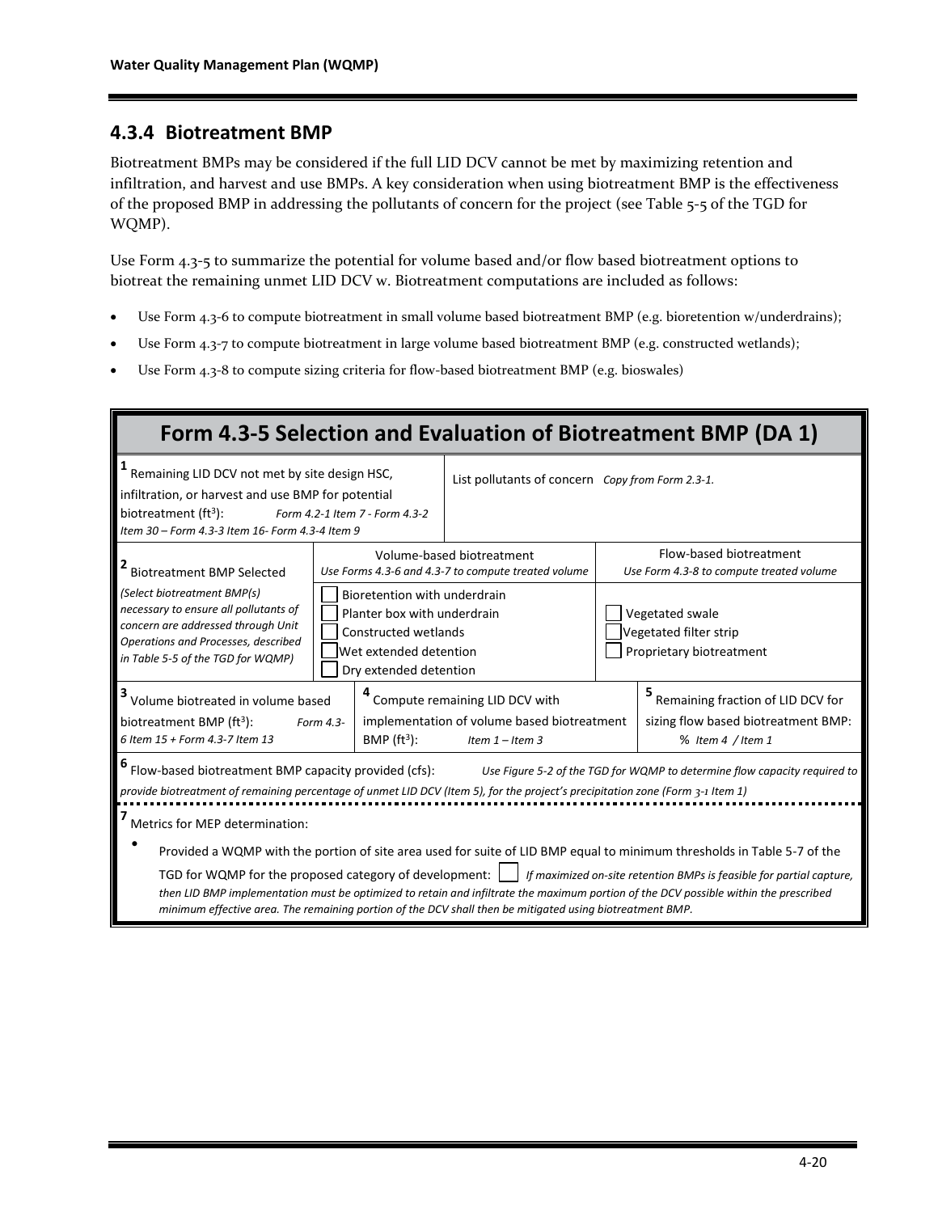## 4.3.4 Biotreatment BMP

Biotreatment BMPs may be considered if the full LID DCV cannot be met by maximizing retention and infiltration, and harvest and use BMPs. A key consideration when using biotreatment BMP is the effectiveness of the proposed BMP in addressing the pollutants of concern for the project (see Table 5-5 of the TGD for WQMP).

Use Form 4.3-5 to summarize the potential for volume based and/or flow based biotreatment options to biotreat the remaining unmet LID DCV w. Biotreatment computations are included as follows:

- Use Form 4.3-6 to compute biotreatment in small volume based biotreatment BMP (e.g. bioretention w/underdrains);
- Use Form 4.3-7 to compute biotreatment in large volume based biotreatment BMP (e.g. constructed wetlands);
- Use Form 4.3-8 to compute sizing criteria for flow-based biotreatment BMP (e.g. bioswales)

| **Form 4.3-5 Selection and Evaluation of Biotreatment BMP (DA 1)** | | |
|---|---|---|
| **1** Remaining LID DCV not met by site design HSC, infiltration, or harvest and use BMP for potential biotreatment (ft³): *Form 4.2-1 Item 7 - Form 4.3-2 Item 30 – Form 4.3-3 Item 16- Form 4.3-4 Item 9* | List pollutants of concern *Copy from Form 2.3-1.* | |
| **2** Biotreatment BMP Selected *(Select biotreatment BMP(s) necessary to ensure all pollutants of concern are addressed through Unit Operations and Processes, described in Table 5-5 of the TGD for WQMP)* | Volume-based biotreatment *Use Forms 4.3-6 and 4.3-7 to compute treated volume* <br> ☐ Bioretention with underdrain <br> ☐ Planter box with underdrain <br> ☐ Constructed wetlands <br> ☐ Wet extended detention <br> ☐ Dry extended detention | Flow-based biotreatment *Use Form 4.3-8 to compute treated volume* <br> ☐ Vegetated swale <br> ☐ Vegetated filter strip <br> ☐ Proprietary biotreatment |
| **3** Volume biotreated in volume based biotreatment BMP (ft³): *Form 4.3-6 Item 15 + Form 4.3-7 Item 13* | **4** Compute remaining LID DCV with implementation of volume based biotreatment BMP (ft³): *Item 1 – Item 3* | **5** Remaining fraction of LID DCV for sizing flow based biotreatment BMP: % *Item 4 / Item 1* |
| **6** Flow-based biotreatment BMP capacity provided (cfs): *Use Figure 5-2 of the TGD for WQMP to determine flow capacity required to provide biotreatment of remaining percentage of unmet LID DCV (Item 5), for the project's precipitation zone (Form 3-1 Item 1)* | | |
| **7** Metrics for MEP determination: <br> • Provided a WQMP with the portion of site area used for suite of LID BMP equal to minimum thresholds in Table 5-7 of the TGD for WQMP for the proposed category of development: ☐ *If maximized on-site retention BMPs is feasible for partial capture, then LID BMP implementation must be optimized to retain and infiltrate the maximum portion of the DCV possible within the prescribed minimum effective area. The remaining portion of the DCV shall then be mitigated using biotreatment BMP.* | | |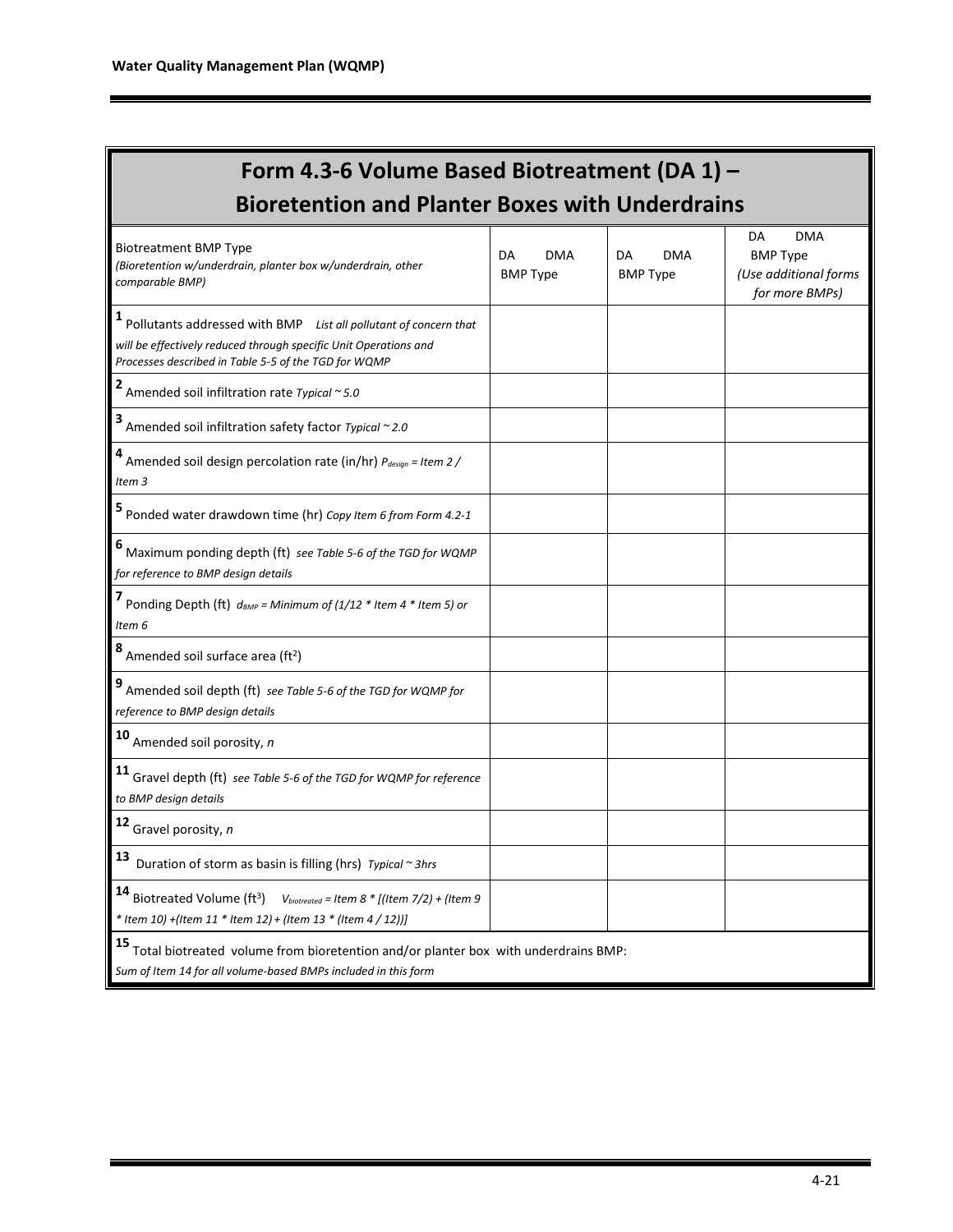# Form 4.3-6 Volume Based Biotreatment (DA 1) – Bioretention and Planter Boxes with Underdrains

| Biotreatment BMP Type *(Bioretention w/underdrain, planter box w/underdrain, other comparable BMP)* | DA DMA BMP Type | DA DMA BMP Type | DA DMA BMP Type *(Use additional forms for more BMPs)* |
|---|---|---|---|
| **1** Pollutants addressed with BMP *List all pollutant of concern that will be effectively reduced through specific Unit Operations and Processes described in Table 5-5 of the TGD for WQMP* | | | |
| **2** Amended soil infiltration rate *Typical ~ 5.0* | | | |
| **3** Amended soil infiltration safety factor *Typical ~ 2.0* | | | |
| **4** Amended soil design percolation rate (in/hr) *$P_{design}$ = Item 2 / Item 3* | | | |
| **5** Ponded water drawdown time (hr) *Copy Item 6 from Form 4.2-1* | | | |
| **6** Maximum ponding depth (ft) *see Table 5-6 of the TGD for WQMP for reference to BMP design details* | | | |
| **7** Ponding Depth (ft) *$d_{BMP}$ = Minimum of (1/12 * Item 4 * Item 5) or Item 6* | | | |
| **8** Amended soil surface area (ft$^2$) | | | |
| **9** Amended soil depth (ft) *see Table 5-6 of the TGD for WQMP for reference to BMP design details* | | | |
| **10** Amended soil porosity, *n* | | | |
| **11** Gravel depth (ft) *see Table 5-6 of the TGD for WQMP for reference to BMP design details* | | | |
| **12** Gravel porosity, *n* | | | |
| **13** Duration of storm as basin is filling (hrs) *Typical ~ 3hrs* | | | |
| **14** Biotreated Volume (ft$^3$) *$V_{biotreated}$ = Item 8 * [(Item 7/2) + (Item 9 * Item 10) +(Item 11 * Item 12) + (Item 13 * (Item 4 / 12))]* | | | |
| **15** Total biotreated volume from bioretention and/or planter box with underdrains BMP: *Sum of Item 14 for all volume-based BMPs included in this form* | | | |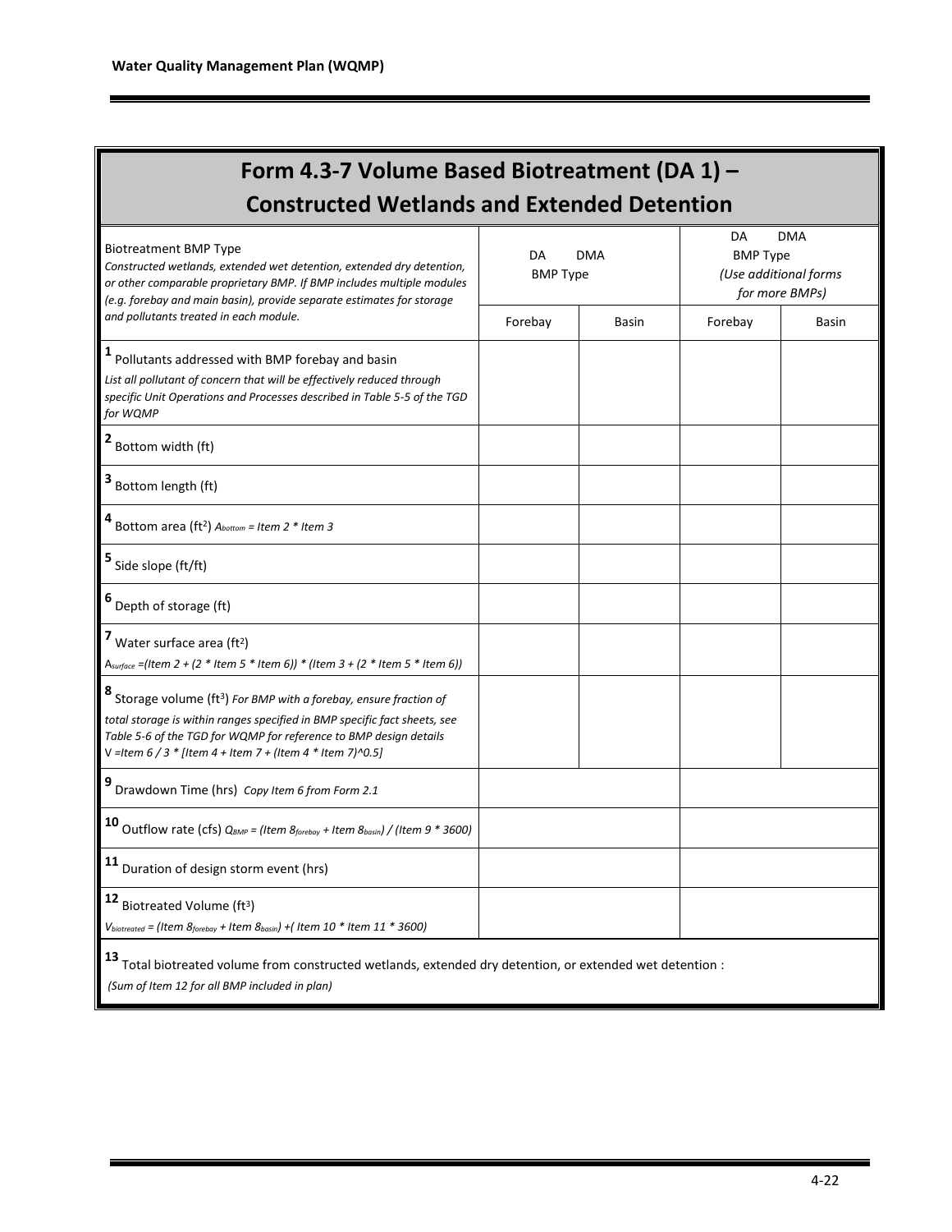# Form 4.3-7 Volume Based Biotreatment (DA 1) – Constructed Wetlands and Extended Detention

| Biotreatment BMP Type<br>*Constructed wetlands, extended wet detention, extended dry detention, or other comparable proprietary BMP. If BMP includes multiple modules (e.g. forebay and main basin), provide separate estimates for storage and pollutants treated in each module.* | DA DMA<br>BMP Type | | DA DMA<br>BMP Type<br>*(Use additional forms for more BMPs)* | |
|---|---|---|---|---|
| | Forebay | Basin | Forebay | Basin |
| **1** Pollutants addressed with BMP forebay and basin<br>*List all pollutant of concern that will be effectively reduced through specific Unit Operations and Processes described in Table 5-5 of the TGD for WQMP* | | | | |
| **2** Bottom width (ft) | | | | |
| **3** Bottom length (ft) | | | | |
| **4** Bottom area (ft$^2$) $A_{bottom}$ *= Item 2 * Item 3* | | | | |
| **5** Side slope (ft/ft) | | | | |
| **6** Depth of storage (ft) | | | | |
| **7** Water surface area (ft$^2$)<br>$A_{surface}$ *=(Item 2 + (2 * Item 5 * Item 6)) * (Item 3 + (2 * Item 5 * Item 6))* | | | | |
| **8** Storage volume (ft$^3$) *For BMP with a forebay, ensure fraction of total storage is within ranges specified in BMP specific fact sheets, see Table 5-6 of the TGD for WQMP for reference to BMP design details*<br>V *=Item 6 / 3 * [Item 4 + Item 7 + (Item 4 * Item 7)^0.5]* | | | | |
| **9** Drawdown Time (hrs) *Copy Item 6 from Form 2.1* | | | | |
| **10** Outflow rate (cfs) $Q_{BMP}$ *= (Item* $8_{forebay}$ *+ Item* $8_{basin}$*) / (Item 9 * 3600)* | | | | |
| **11** Duration of design storm event (hrs) | | | | |
| **12** Biotreated Volume (ft$^3$)<br>$V_{biotreated}$ *= (Item* $8_{forebay}$ *+ Item* $8_{basin}$*) +( Item 10 * Item 11 * 3600)* | | | | |
| **13** Total biotreated volume from constructed wetlands, extended dry detention, or extended wet detention :<br>*(Sum of Item 12 for all BMP included in plan)* | | | | |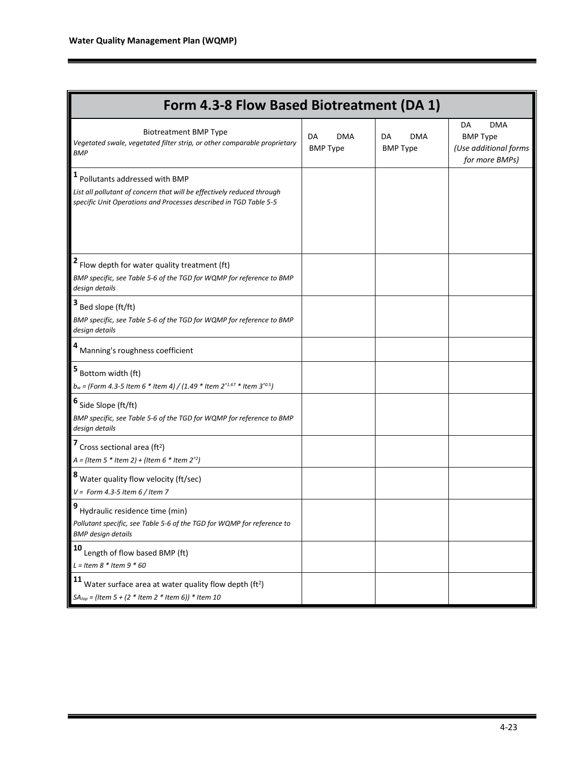| Form 4.3-8 Flow Based Biotreatment (DA 1) | | | |
|---|---|---|---|
| Biotreatment BMP Type<br>*Vegetated swale, vegetated filter strip, or other comparable proprietary BMP* | DA DMA<br>BMP Type | DA DMA<br>BMP Type | DA DMA<br>BMP Type<br>*(Use additional forms for more BMPs)* |
| **1** Pollutants addressed with BMP<br>*List all pollutant of concern that will be effectively reduced through specific Unit Operations and Processes described in TGD Table 5-5* | | | |
| **2** Flow depth for water quality treatment (ft)<br>*BMP specific, see Table 5-6 of the TGD for WQMP for reference to BMP design details* | | | |
| **3** Bed slope (ft/ft)<br>*BMP specific, see Table 5-6 of the TGD for WQMP for reference to BMP design details* | | | |
| **4** Manning's roughness coefficient | | | |
| **5** Bottom width (ft)<br>*$b_w$ = (Form 4.3-5 Item 6 * Item 4) / (1.49 * Item $2^{1.67}$ * Item $3^{0.5}$)* | | | |
| **6** Side Slope (ft/ft)<br>*BMP specific, see Table 5-6 of the TGD for WQMP for reference to BMP design details* | | | |
| **7** Cross sectional area ($ft^2$)<br>*A = (Item 5 * Item 2) + (Item 6 * Item $2^2$)* | | | |
| **8** Water quality flow velocity (ft/sec)<br>*V = Form 4.3-5 Item 6 / Item 7* | | | |
| **9** Hydraulic residence time (min)<br>*Pollutant specific, see Table 5-6 of the TGD for WQMP for reference to BMP design details* | | | |
| **10** Length of flow based BMP (ft)<br>*L = Item 8 * Item 9 * 60* | | | |
| **11** Water surface area at water quality flow depth ($ft^2$)<br>*$SA_{top}$ = (Item 5 + (2 * Item 2 * Item 6)) * Item 10* | | | |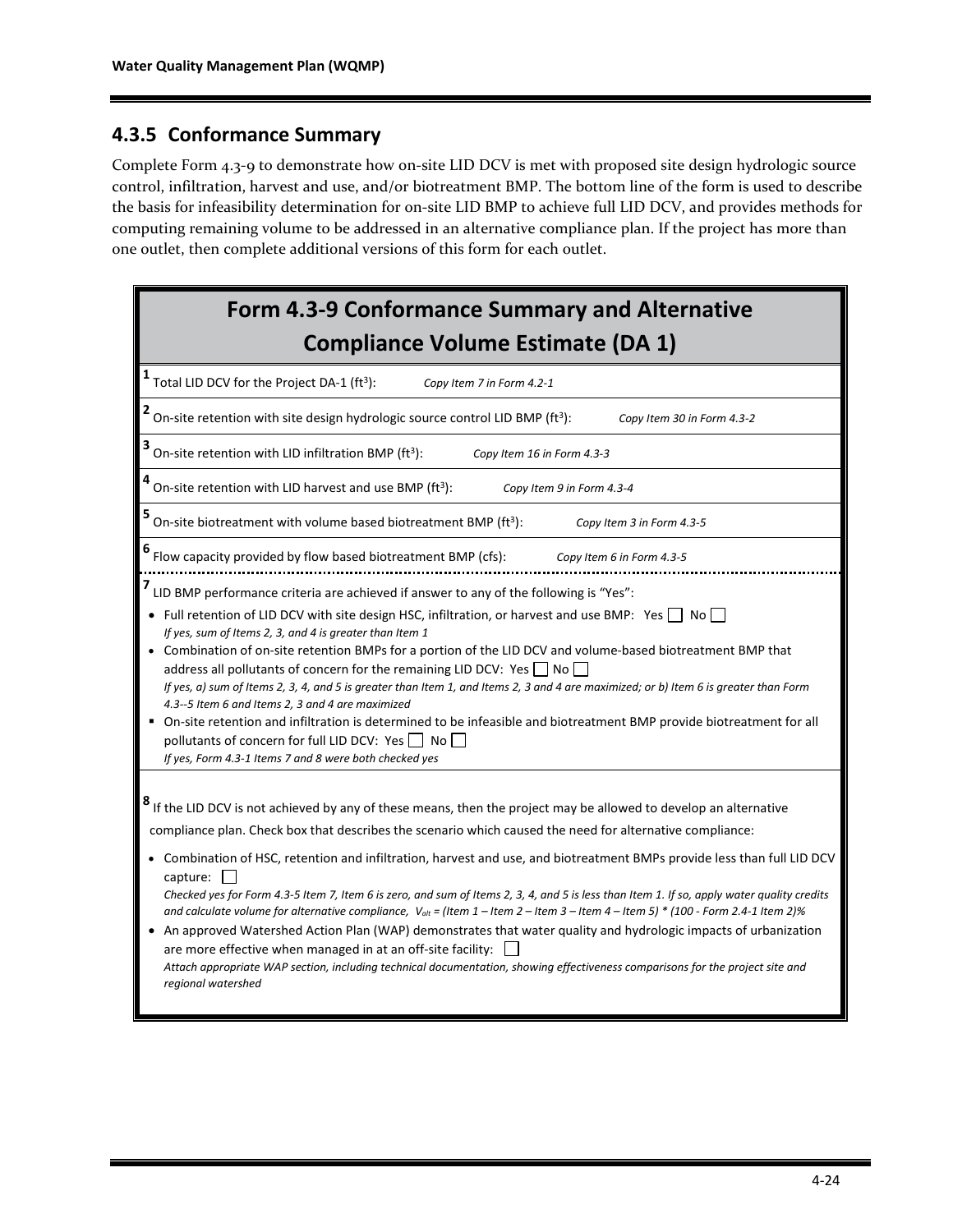## 4.3.5 Conformance Summary

Complete Form 4.3-9 to demonstrate how on-site LID DCV is met with proposed site design hydrologic source control, infiltration, harvest and use, and/or biotreatment BMP. The bottom line of the form is used to describe the basis for infeasibility determination for on-site LID BMP to achieve full LID DCV, and provides methods for computing remaining volume to be addressed in an alternative compliance plan. If the project has more than one outlet, then complete additional versions of this form for each outlet.

| Form 4.3-9 Conformance Summary and Alternative Compliance Volume Estimate (DA 1) |
|---|
| 1 Total LID DCV for the Project DA-1 ($ft^3$): *Copy Item 7 in Form 4.2-1* |
| 2 On-site retention with site design hydrologic source control LID BMP ($ft^3$): *Copy Item 30 in Form 4.3-2* |
| 3 On-site retention with LID infiltration BMP ($ft^3$): *Copy Item 16 in Form 4.3-3* |
| 4 On-site retention with LID harvest and use BMP ($ft^3$): *Copy Item 9 in Form 4.3-4* |
| 5 On-site biotreatment with volume based biotreatment BMP ($ft^3$): *Copy Item 3 in Form 4.3-5* |
| 6 Flow capacity provided by flow based biotreatment BMP (cfs): *Copy Item 6 in Form 4.3-5* |
| 7 LID BMP performance criteria are achieved if answer to any of the following is "Yes":<br>• Full retention of LID DCV with site design HSC, infiltration, or harvest and use BMP: Yes ☐ No ☐<br>*If yes, sum of Items 2, 3, and 4 is greater than Item 1*<br>• Combination of on-site retention BMPs for a portion of the LID DCV and volume-based biotreatment BMP that address all pollutants of concern for the remaining LID DCV: Yes ☐ No ☐<br>*If yes, a) sum of Items 2, 3, 4, and 5 is greater than Item 1, and Items 2, 3 and 4 are maximized; or b) Item 6 is greater than Form 4.3--5 Item 6 and Items 2, 3 and 4 are maximized*<br>▪ On-site retention and infiltration is determined to be infeasible and biotreatment BMP provide biotreatment for all pollutants of concern for full LID DCV: Yes ☐ No ☐<br>*If yes, Form 4.3-1 Items 7 and 8 were both checked yes* |
| 8 If the LID DCV is not achieved by any of these means, then the project may be allowed to develop an alternative compliance plan. Check box that describes the scenario which caused the need for alternative compliance:<br>• Combination of HSC, retention and infiltration, harvest and use, and biotreatment BMPs provide less than full LID DCV capture: ☐<br>*Checked yes for Form 4.3-5 Item 7, Item 6 is zero, and sum of Items 2, 3, 4, and 5 is less than Item 1. If so, apply water quality credits and calculate volume for alternative compliance,* $V_{alt}$ *= (Item 1 – Item 2 – Item 3 – Item 4 – Item 5) \* (100 - Form 2.4-1 Item 2)%*<br>• An approved Watershed Action Plan (WAP) demonstrates that water quality and hydrologic impacts of urbanization are more effective when managed in at an off-site facility: ☐<br>*Attach appropriate WAP section, including technical documentation, showing effectiveness comparisons for the project site and regional watershed* |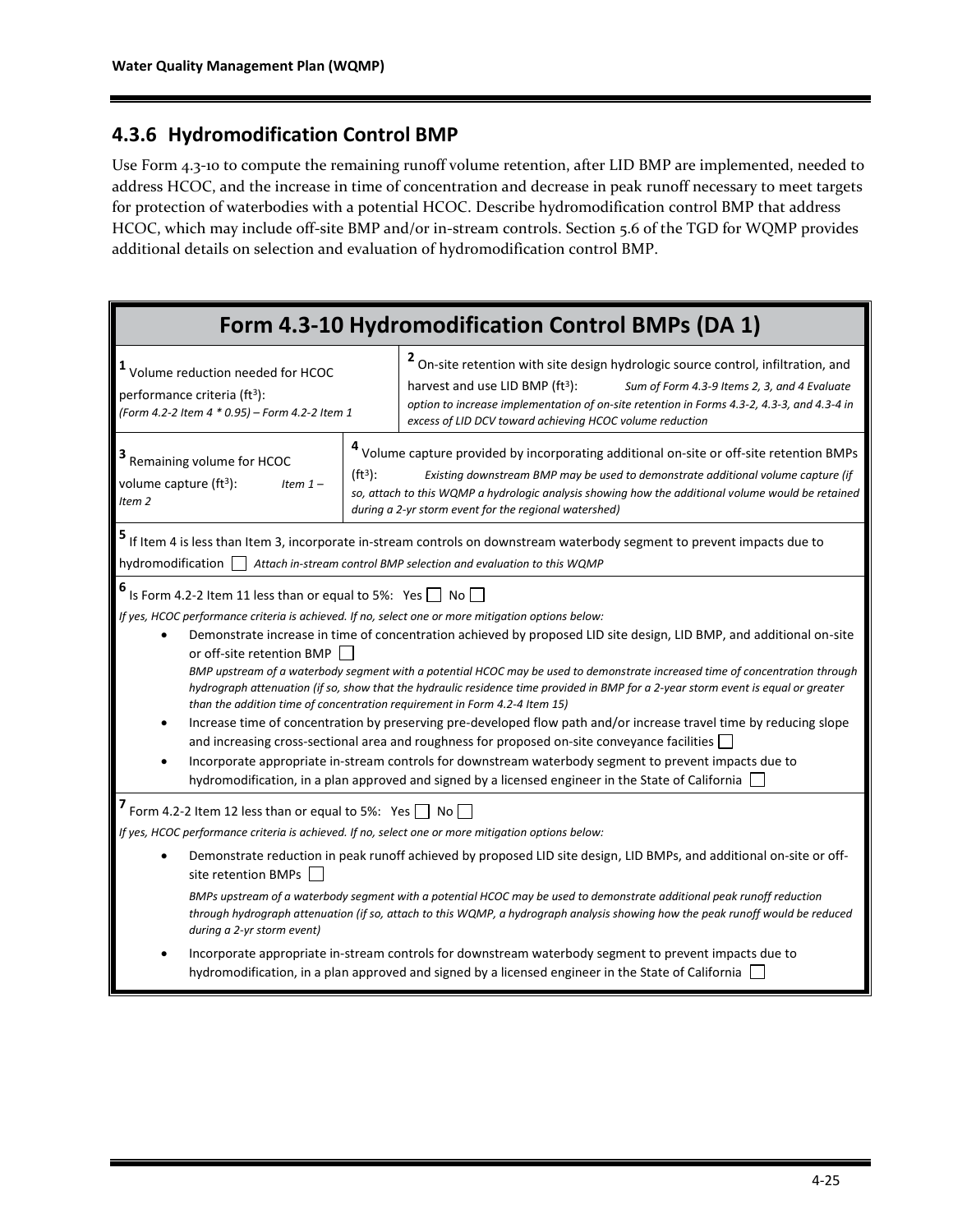## 4.3.6 Hydromodification Control BMP

Use Form 4.3-10 to compute the remaining runoff volume retention, after LID BMP are implemented, needed to address HCOC, and the increase in time of concentration and decrease in peak runoff necessary to meet targets for protection of waterbodies with a potential HCOC. Describe hydromodification control BMP that address HCOC, which may include off-site BMP and/or in-stream controls. Section 5.6 of the TGD for WQMP provides additional details on selection and evaluation of hydromodification control BMP.

| Form 4.3-10 Hydromodification Control BMPs (DA 1) | |
|---|---|
| **1** Volume reduction needed for HCOC performance criteria ($ft^3$): *(Form 4.2-2 Item 4 * 0.95) – Form 4.2-2 Item 1* | **2** On-site retention with site design hydrologic source control, infiltration, and harvest and use LID BMP ($ft^3$): *Sum of Form 4.3-9 Items 2, 3, and 4 Evaluate option to increase implementation of on-site retention in Forms 4.3-2, 4.3-3, and 4.3-4 in excess of LID DCV toward achieving HCOC volume reduction* |
| **3** Remaining volume for HCOC volume capture ($ft^3$): *Item 1 – Item 2* | **4** Volume capture provided by incorporating additional on-site or off-site retention BMPs ($ft^3$): *Existing downstream BMP may be used to demonstrate additional volume capture (if so, attach to this WQMP a hydrologic analysis showing how the additional volume would be retained during a 2-yr storm event for the regional watershed)* |
| **5** If Item 4 is less than Item 3, incorporate in-stream controls on downstream waterbody segment to prevent impacts due to hydromodification ☐ *Attach in-stream control BMP selection and evaluation to this WQMP* | |
| **6** Is Form 4.2-2 Item 11 less than or equal to 5%: Yes ☐ No ☐<br>*If yes, HCOC performance criteria is achieved. If no, select one or more mitigation options below:*<br>• Demonstrate increase in time of concentration achieved by proposed LID site design, LID BMP, and additional on-site or off-site retention BMP ☐ *BMP upstream of a waterbody segment with a potential HCOC may be used to demonstrate increased time of concentration through hydrograph attenuation (if so, show that the hydraulic residence time provided in BMP for a 2-year storm event is equal or greater than the addition time of concentration requirement in Form 4.2-4 Item 15)*<br>• Increase time of concentration by preserving pre-developed flow path and/or increase travel time by reducing slope and increasing cross-sectional area and roughness for proposed on-site conveyance facilities ☐<br>• Incorporate appropriate in-stream controls for downstream waterbody segment to prevent impacts due to hydromodification, in a plan approved and signed by a licensed engineer in the State of California ☐ | |
| **7** Form 4.2-2 Item 12 less than or equal to 5%: Yes ☐ No ☐<br>*If yes, HCOC performance criteria is achieved. If no, select one or more mitigation options below:*<br>• Demonstrate reduction in peak runoff achieved by proposed LID site design, LID BMPs, and additional on-site or off-site retention BMPs ☐ *BMPs upstream of a waterbody segment with a potential HCOC may be used to demonstrate additional peak runoff reduction through hydrograph attenuation (if so, attach to this WQMP, a hydrograph analysis showing how the peak runoff would be reduced during a 2-yr storm event)*<br>• Incorporate appropriate in-stream controls for downstream waterbody segment to prevent impacts due to hydromodification, in a plan approved and signed by a licensed engineer in the State of California ☐ | |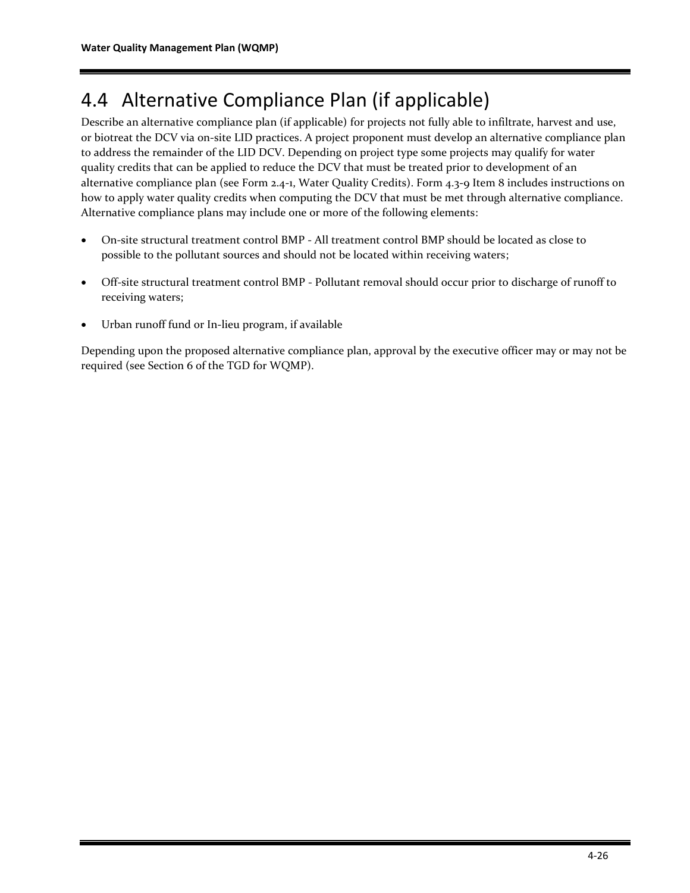## 4.4 Alternative Compliance Plan (if applicable)

Describe an alternative compliance plan (if applicable) for projects not fully able to infiltrate, harvest and use, or biotreat the DCV via on-site LID practices. A project proponent must develop an alternative compliance plan to address the remainder of the LID DCV. Depending on project type some projects may qualify for water quality credits that can be applied to reduce the DCV that must be treated prior to development of an alternative compliance plan (see Form 2.4-1, Water Quality Credits). Form 4.3-9 Item 8 includes instructions on how to apply water quality credits when computing the DCV that must be met through alternative compliance. Alternative compliance plans may include one or more of the following elements:

- On-site structural treatment control BMP - All treatment control BMP should be located as close to possible to the pollutant sources and should not be located within receiving waters;
- Off-site structural treatment control BMP - Pollutant removal should occur prior to discharge of runoff to receiving waters;
- Urban runoff fund or In-lieu program, if available

Depending upon the proposed alternative compliance plan, approval by the executive officer may or may not be required (see Section 6 of the TGD for WQMP).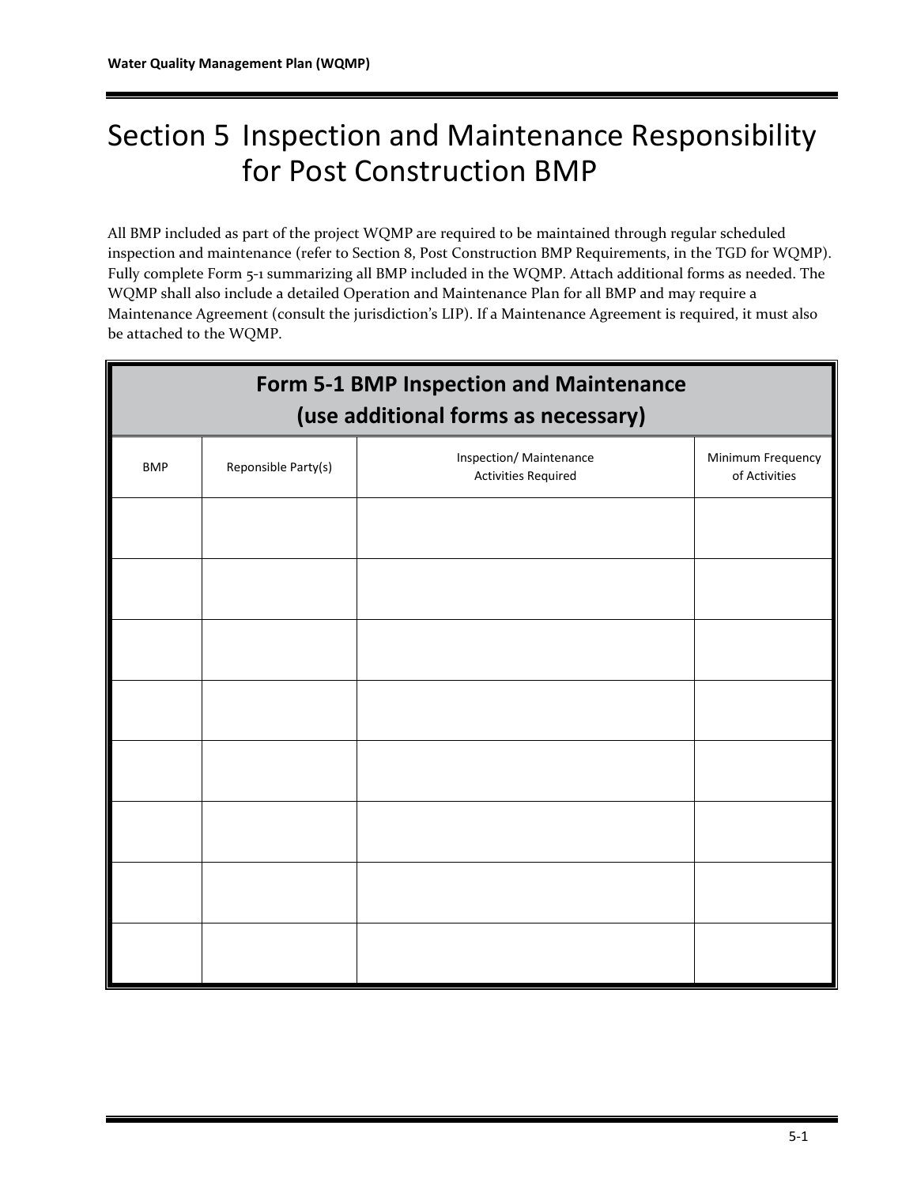# Section 5 Inspection and Maintenance Responsibility for Post Construction BMP

All BMP included as part of the project WQMP are required to be maintained through regular scheduled inspection and maintenance (refer to Section 8, Post Construction BMP Requirements, in the TGD for WQMP). Fully complete Form 5-1 summarizing all BMP included in the WQMP. Attach additional forms as needed. The WQMP shall also include a detailed Operation and Maintenance Plan for all BMP and may require a Maintenance Agreement (consult the jurisdiction's LIP). If a Maintenance Agreement is required, it must also be attached to the WQMP.

**Form 5-1 BMP Inspection and Maintenance (use additional forms as necessary)**

| BMP | Reponsible Party(s) | Inspection/ Maintenance Activities Required | Minimum Frequency of Activities |
|---|---|---|---|
| | | | |
| | | | |
| | | | |
| | | | |
| | | | |
| | | | |
| | | | |
| | | | |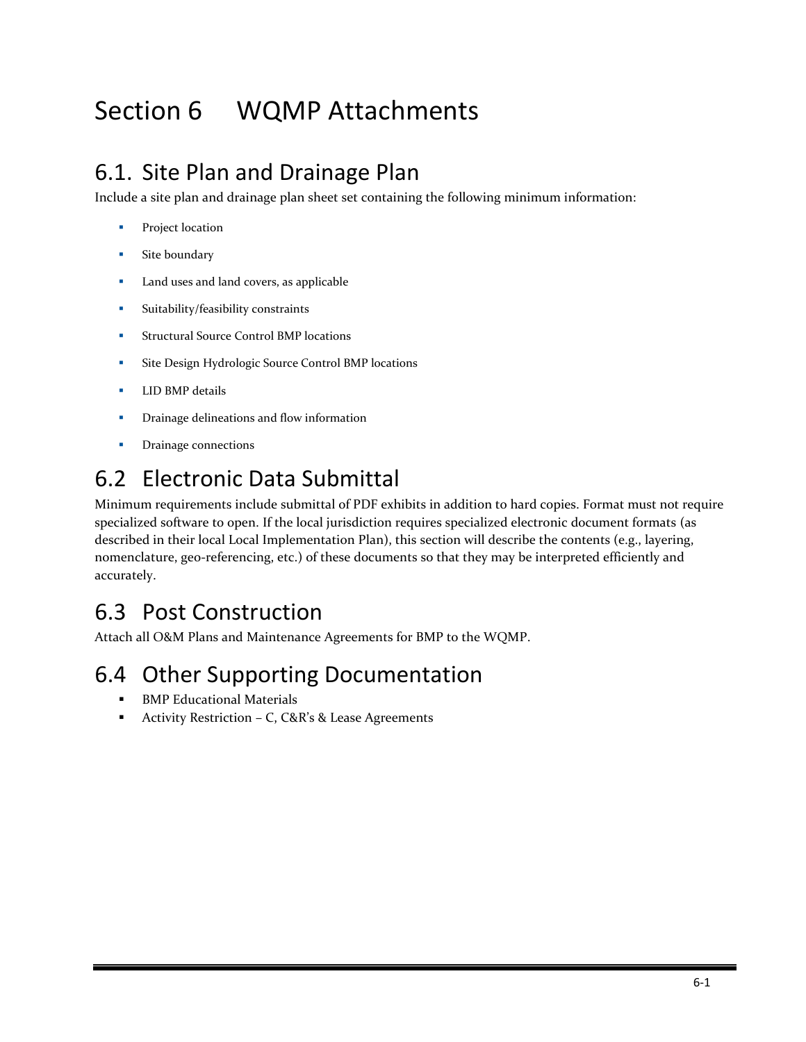# Section 6 WQMP Attachments

## 6.1. Site Plan and Drainage Plan

Include a site plan and drainage plan sheet set containing the following minimum information:

- Project location
- Site boundary
- Land uses and land covers, as applicable
- Suitability/feasibility constraints
- Structural Source Control BMP locations
- Site Design Hydrologic Source Control BMP locations
- LID BMP details
- Drainage delineations and flow information
- Drainage connections

## 6.2 Electronic Data Submittal

Minimum requirements include submittal of PDF exhibits in addition to hard copies. Format must not require specialized software to open. If the local jurisdiction requires specialized electronic document formats (as described in their local Local Implementation Plan), this section will describe the contents (e.g., layering, nomenclature, geo-referencing, etc.) of these documents so that they may be interpreted efficiently and accurately.

## 6.3 Post Construction

Attach all O&M Plans and Maintenance Agreements for BMP to the WQMP.

## 6.4 Other Supporting Documentation

- BMP Educational Materials
- Activity Restriction – C, C&R's & Lease Agreements